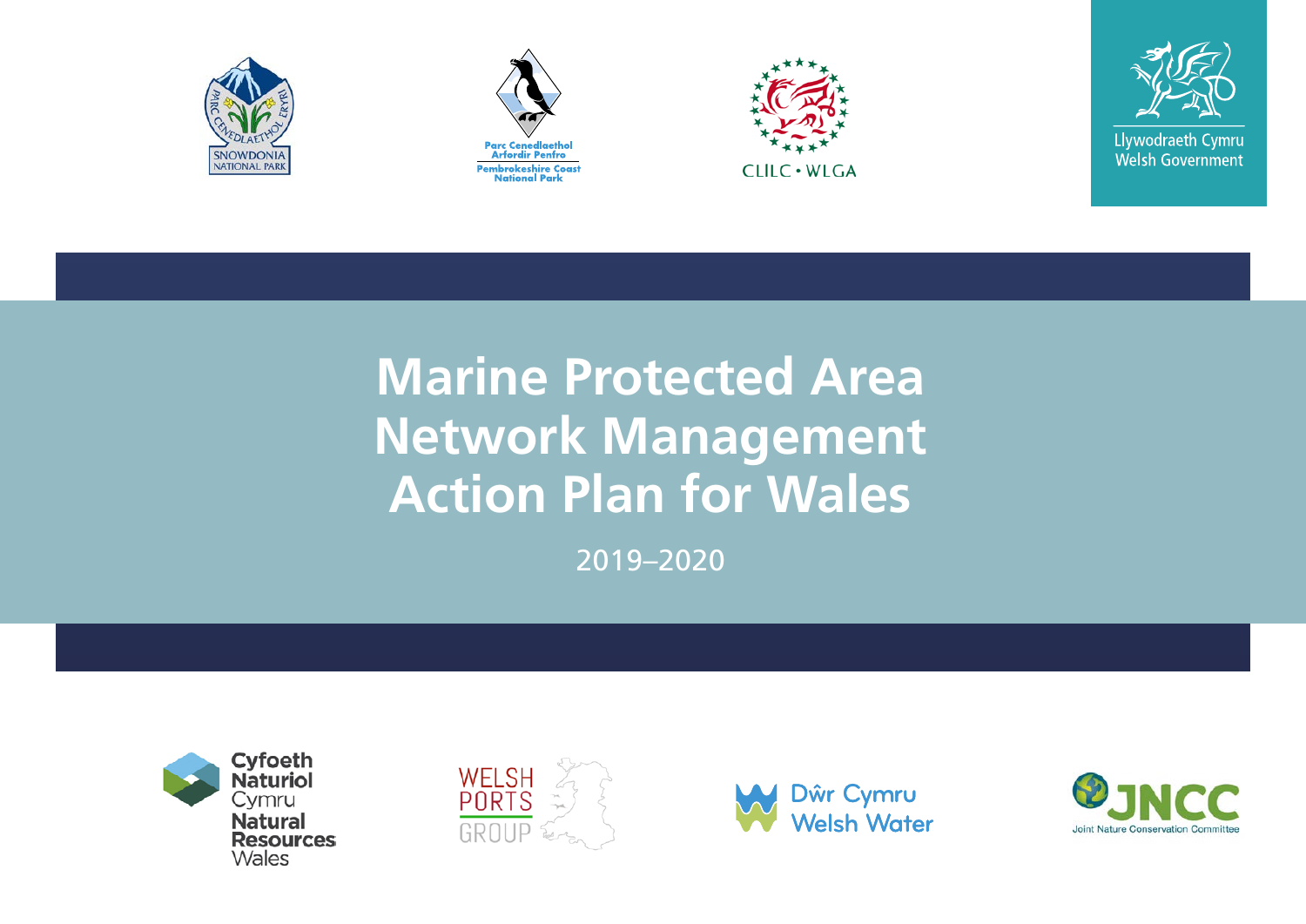# Marine Protected Area Network Management Action Plan for Wales

2019–2020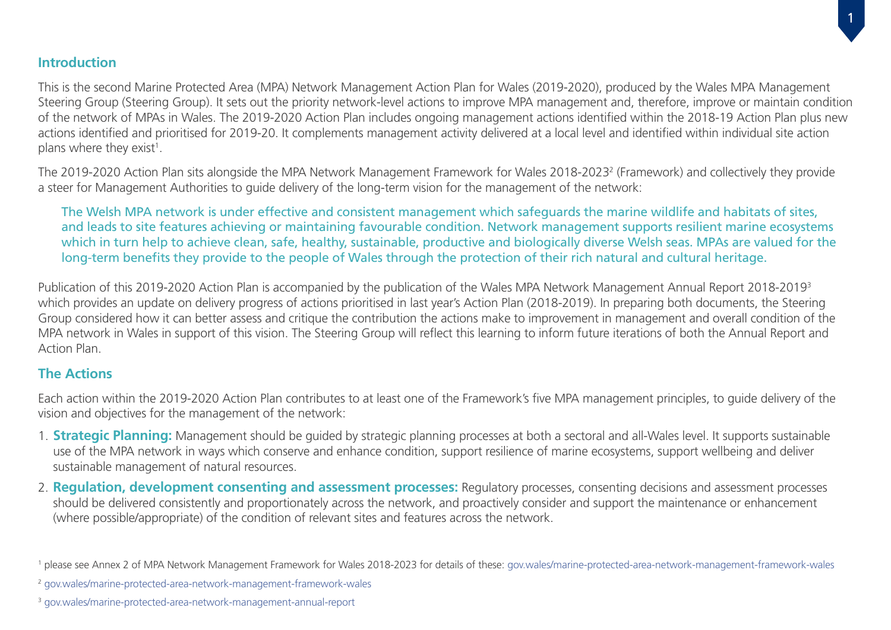## Introduction

This is the second Marine Protected Area (MPA) Network Management Action Plan for Wales (2019-2020), produced by the Wales MPA Management Steering Group (Steering Group). It sets out the priority network-level actions to improve MPA management and, therefore, improve or maintain condition of the network of MPAs in Wales. The 2019-2020 Action Plan includes ongoing management actions identified within the 2018-19 Action Plan plus new actions identified and prioritised for 2019-20. It complements management activity delivered at a local level and identified within individual site action plans where they exist[1].

The 2019-2020 Action Plan sits alongside the MPA Network Management Framework for Wales 2018-2023[2] (Framework) and collectively they provide a steer for Management Authorities to guide delivery of the long-term vision for the management of the network:

> The Welsh MPA network is under effective and consistent management which safeguards the marine wildlife and habitats of sites, and leads to site features achieving or maintaining favourable condition. Network management supports resilient marine ecosystems which in turn help to achieve clean, safe, healthy, sustainable, productive and biologically diverse Welsh seas. MPAs are valued for the long-term benefits they provide to the people of Wales through the protection of their rich natural and cultural heritage.

Publication of this 2019-2020 Action Plan is accompanied by the publication of the Wales MPA Network Management Annual Report 2018-2019[3] which provides an update on delivery progress of actions prioritised in last year's Action Plan (2018-2019). In preparing both documents, the Steering Group considered how it can better assess and critique the contribution the actions make to improvement in management and overall condition of the MPA network in Wales in support of this vision. The Steering Group will reflect this learning to inform future iterations of both the Annual Report and Action Plan.

## The Actions

Each action within the 2019-2020 Action Plan contributes to at least one of the Framework's five MPA management principles, to guide delivery of the vision and objectives for the management of the network:

1. **Strategic Planning:** Management should be guided by strategic planning processes at both a sectoral and all-Wales level. It supports sustainable use of the MPA network in ways which conserve and enhance condition, support resilience of marine ecosystems, support wellbeing and deliver sustainable management of natural resources.
2. **Regulation, development consenting and assessment processes:** Regulatory processes, consenting decisions and assessment processes should be delivered consistently and proportionately across the network, and proactively consider and support the maintenance or enhancement (where possible/appropriate) of the condition of relevant sites and features across the network.

[1] please see Annex 2 of MPA Network Management Framework for Wales 2018-2023 for details of these: gov.wales/marine-protected-area-network-management-framework-wales

[2] gov.wales/marine-protected-area-network-management-framework-wales

[3] gov.wales/marine-protected-area-network-management-annual-report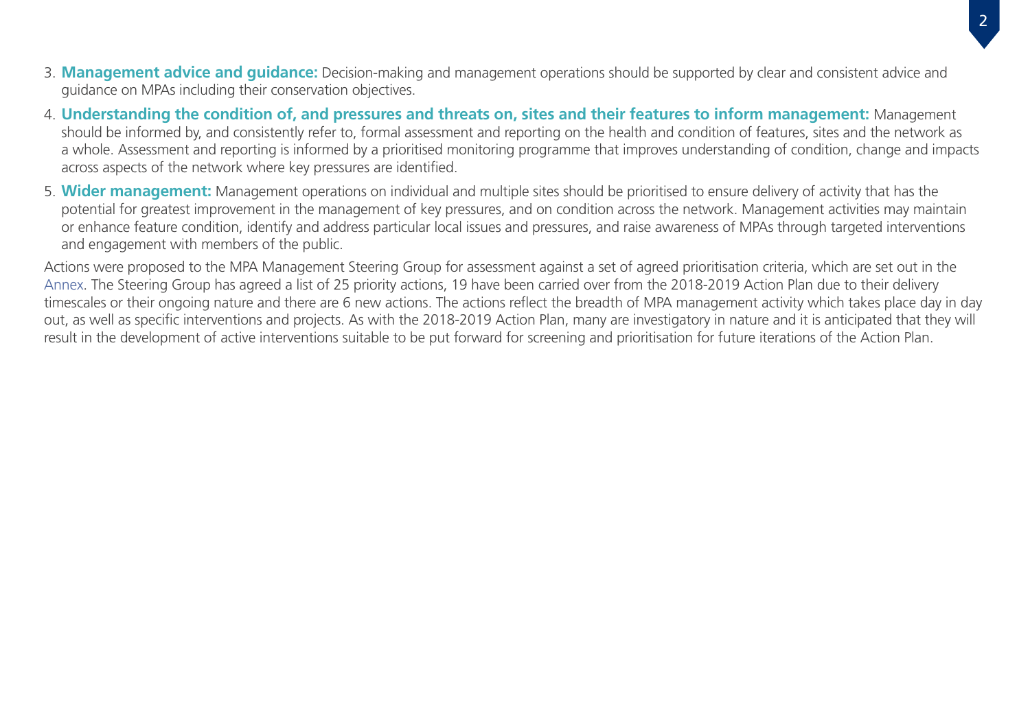3. **Management advice and guidance:** Decision-making and management operations should be supported by clear and consistent advice and guidance on MPAs including their conservation objectives.
4. **Understanding the condition of, and pressures and threats on, sites and their features to inform management:** Management should be informed by, and consistently refer to, formal assessment and reporting on the health and condition of features, sites and the network as a whole. Assessment and reporting is informed by a prioritised monitoring programme that improves understanding of condition, change and impacts across aspects of the network where key pressures are identified.
5. **Wider management:** Management operations on individual and multiple sites should be prioritised to ensure delivery of activity that has the potential for greatest improvement in the management of key pressures, and on condition across the network. Management activities may maintain or enhance feature condition, identify and address particular local issues and pressures, and raise awareness of MPAs through targeted interventions and engagement with members of the public.

Actions were proposed to the MPA Management Steering Group for assessment against a set of agreed prioritisation criteria, which are set out in the Annex. The Steering Group has agreed a list of 25 priority actions, 19 have been carried over from the 2018-2019 Action Plan due to their delivery timescales or their ongoing nature and there are 6 new actions. The actions reflect the breadth of MPA management activity which takes place day in day out, as well as specific interventions and projects. As with the 2018-2019 Action Plan, many are investigatory in nature and it is anticipated that they will result in the development of active interventions suitable to be put forward for screening and prioritisation for future iterations of the Action Plan.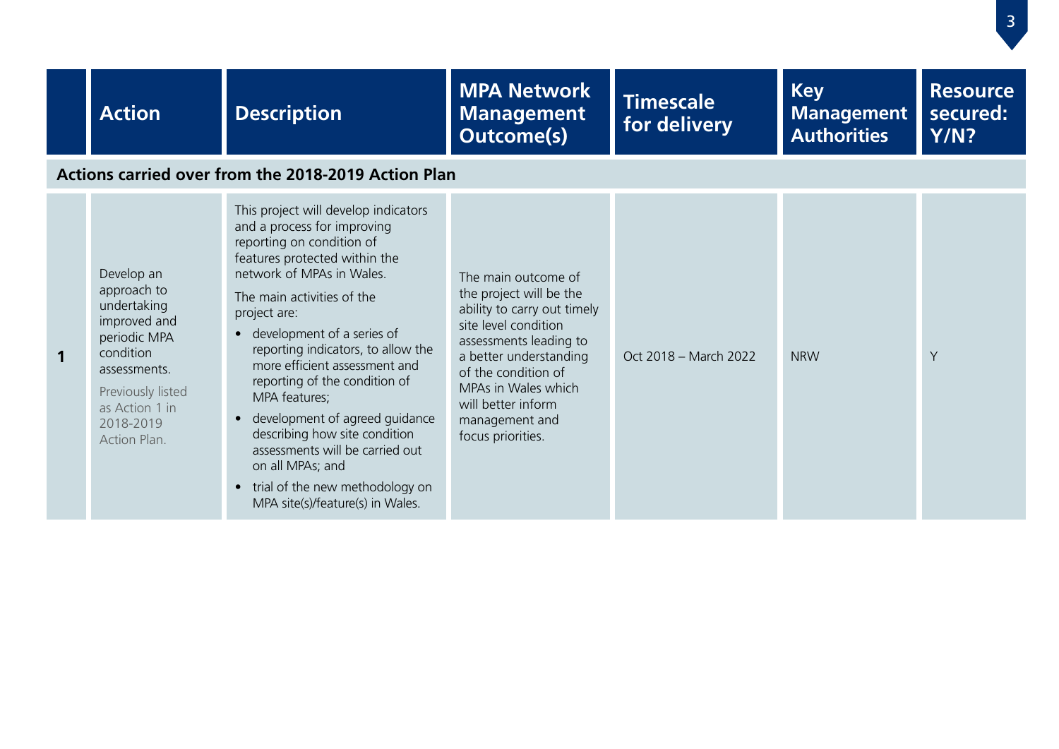| | Action | Description | MPA Network Management Outcome(s) | Timescale for delivery | Key Management Authorities | Resource secured: Y/N? |
|---|---|---|---|---|---|---|
| **Actions carried over from the 2018-2019 Action Plan** | | | | | | |
| **1** | Develop an approach to undertaking improved and periodic MPA condition assessments.<br>Previously listed as Action 1 in 2018-2019 Action Plan. | This project will develop indicators and a process for improving reporting on condition of features protected within the network of MPAs in Wales.<br>The main activities of the project are:<br>• development of a series of reporting indicators, to allow the more efficient assessment and reporting of the condition of MPA features;<br>• development of agreed guidance describing how site condition assessments will be carried out on all MPAs; and<br>• trial of the new methodology on MPA site(s)/feature(s) in Wales. | The main outcome of the project will be the ability to carry out timely site level condition assessments leading to a better understanding of the condition of MPAs in Wales which will better inform management and focus priorities. | Oct 2018 – March 2022 | NRW | Y |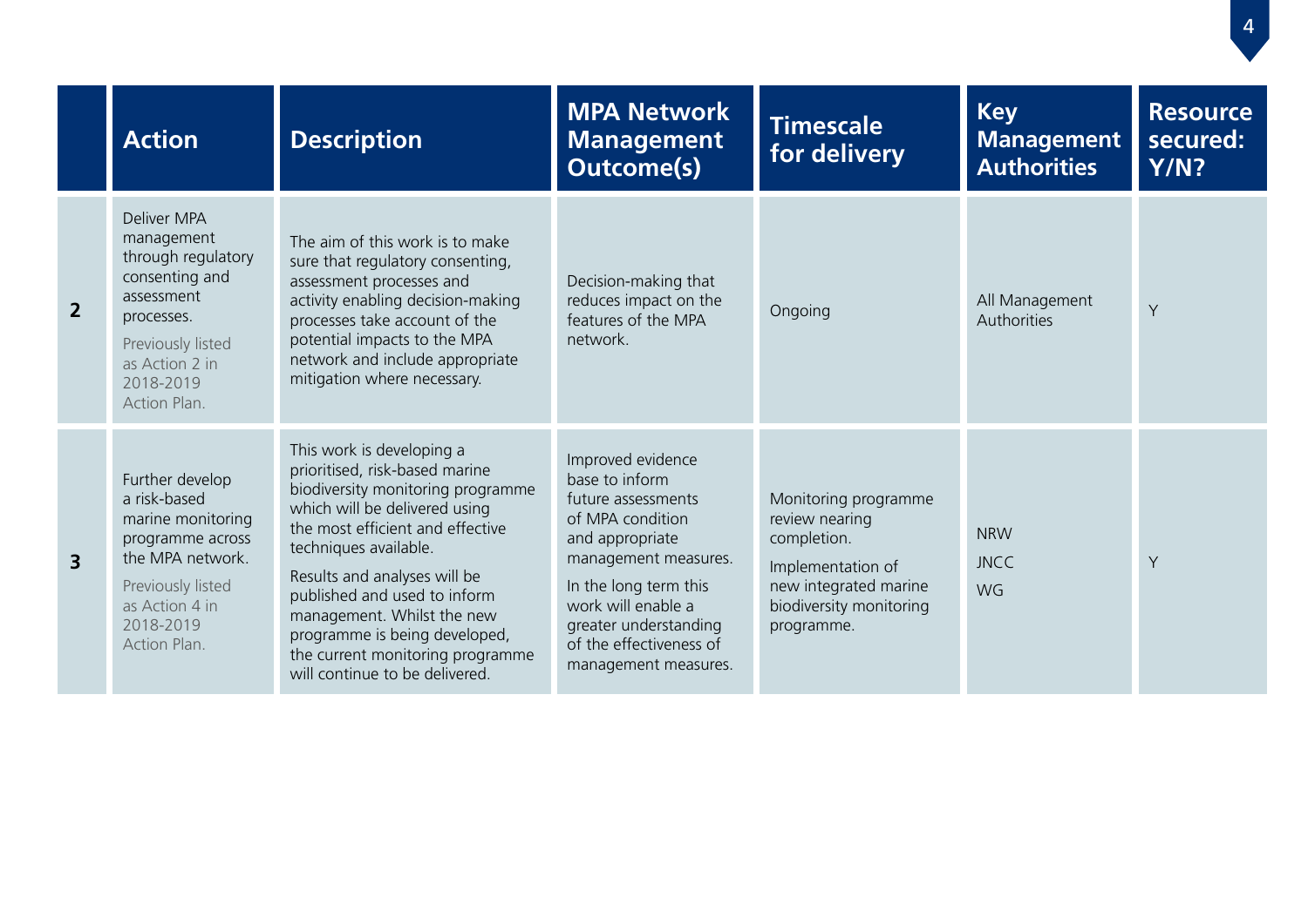| | Action | Description | MPA Network Management Outcome(s) | Timescale for delivery | Key Management Authorities | Resource secured: Y/N? |
|---|---|---|---|---|---|---|
| **2** | Deliver MPA management through regulatory consenting and assessment processes.<br><br>Previously listed as Action 2 in 2018-2019 Action Plan. | The aim of this work is to make sure that regulatory consenting, assessment processes and activity enabling decision-making processes take account of the potential impacts to the MPA network and include appropriate mitigation where necessary. | Decision-making that reduces impact on the features of the MPA network. | Ongoing | All Management Authorities | Y |
| **3** | Further develop a risk-based marine monitoring programme across the MPA network.<br><br>Previously listed as Action 4 in 2018-2019 Action Plan. | This work is developing a prioritised, risk-based marine biodiversity monitoring programme which will be delivered using the most efficient and effective techniques available.<br><br>Results and analyses will be published and used to inform management. Whilst the new programme is being developed, the current monitoring programme will continue to be delivered. | Improved evidence base to inform future assessments of MPA condition and appropriate management measures.<br><br>In the long term this work will enable a greater understanding of the effectiveness of management measures. | Monitoring programme review nearing completion.<br><br>Implementation of new integrated marine biodiversity monitoring programme. | NRW<br>JNCC<br>WG | Y |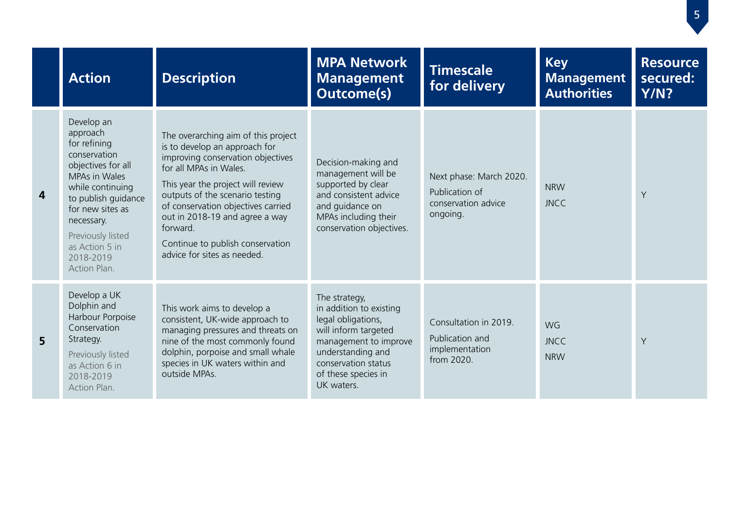|  | Action | Description | MPA Network Management Outcome(s) | Timescale for delivery | Key Management Authorities | Resource secured: Y/N? |
|---|---|---|---|---|---|---|
| **4** | Develop an approach for refining conservation objectives for all MPAs in Wales while continuing to publish guidance for new sites as necessary.<br><br>Previously listed as Action 5 in 2018-2019 Action Plan. | The overarching aim of this project is to develop an approach for improving conservation objectives for all MPAs in Wales.<br><br>This year the project will review outputs of the scenario testing of conservation objectives carried out in 2018-19 and agree a way forward.<br><br>Continue to publish conservation advice for sites as needed. | Decision-making and management will be supported by clear and consistent advice and guidance on MPAs including their conservation objectives. | Next phase: March 2020.<br><br>Publication of conservation advice ongoing. | NRW<br><br>JNCC | Y |
| **5** | Develop a UK Dolphin and Harbour Porpoise Conservation Strategy.<br><br>Previously listed as Action 6 in 2018-2019 Action Plan. | This work aims to develop a consistent, UK-wide approach to managing pressures and threats on nine of the most commonly found dolphin, porpoise and small whale species in UK waters within and outside MPAs. | The strategy, in addition to existing legal obligations, will inform targeted management to improve understanding and conservation status of these species in UK waters. | Consultation in 2019.<br><br>Publication and implementation from 2020. | WG<br><br>JNCC<br><br>NRW | Y |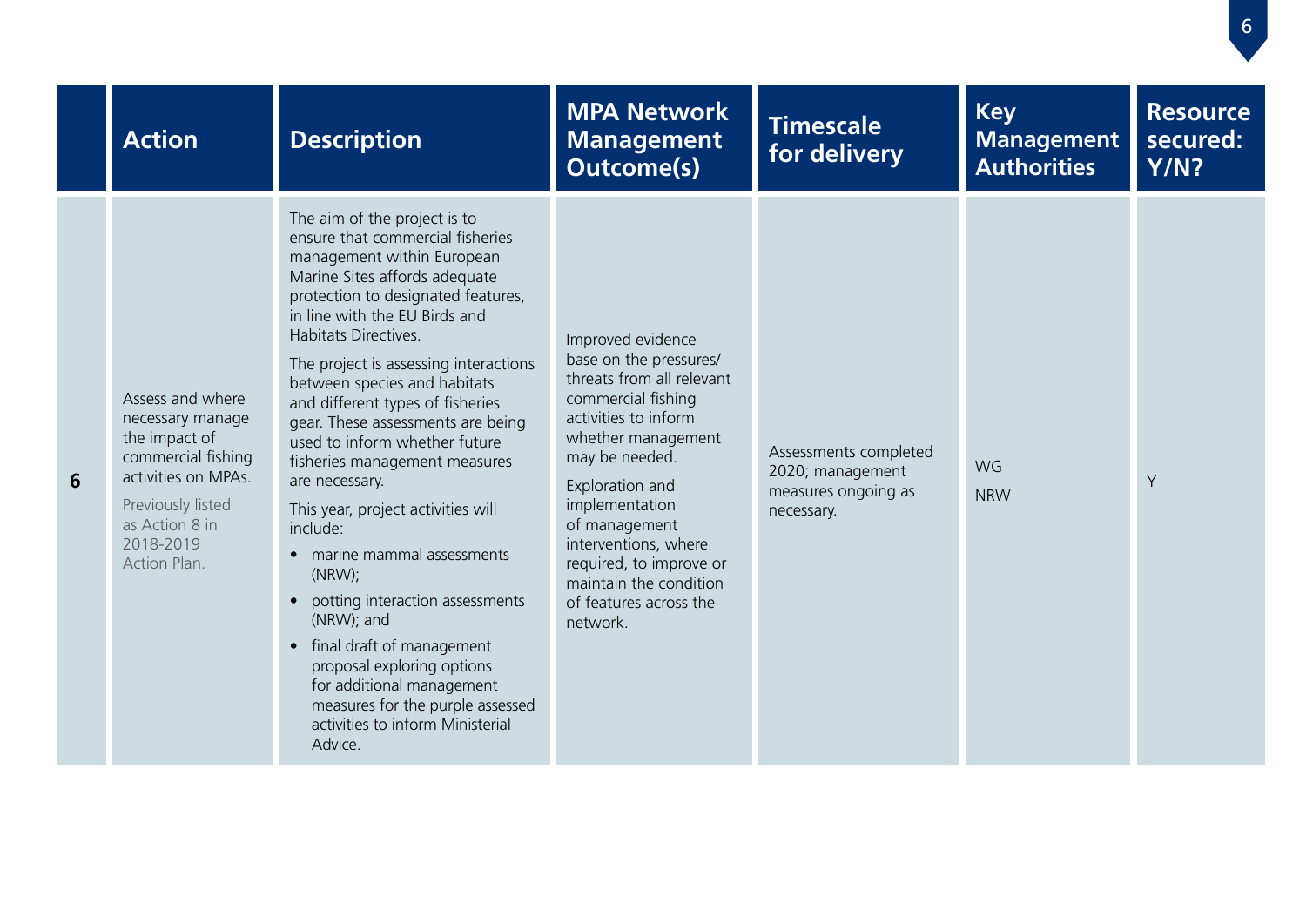| | Action | Description | MPA Network Management Outcome(s) | Timescale for delivery | Key Management Authorities | Resource secured: Y/N? |
|---|---|---|---|---|---|---|
| **6** | Assess and where necessary manage the impact of commercial fishing activities on MPAs.<br><br>Previously listed as Action 8 in 2018-2019 Action Plan. | The aim of the project is to ensure that commercial fisheries management within European Marine Sites affords adequate protection to designated features, in line with the EU Birds and Habitats Directives.<br><br>The project is assessing interactions between species and habitats and different types of fisheries gear. These assessments are being used to inform whether future fisheries management measures are necessary.<br><br>This year, project activities will include:<br>• marine mammal assessments (NRW);<br>• potting interaction assessments (NRW); and<br>• final draft of management proposal exploring options for additional management measures for the purple assessed activities to inform Ministerial Advice. | Improved evidence base on the pressures/ threats from all relevant commercial fishing activities to inform whether management may be needed.<br><br>Exploration and implementation of management interventions, where required, to improve or maintain the condition of features across the network. | Assessments completed 2020; management measures ongoing as necessary. | WG<br>NRW | Y |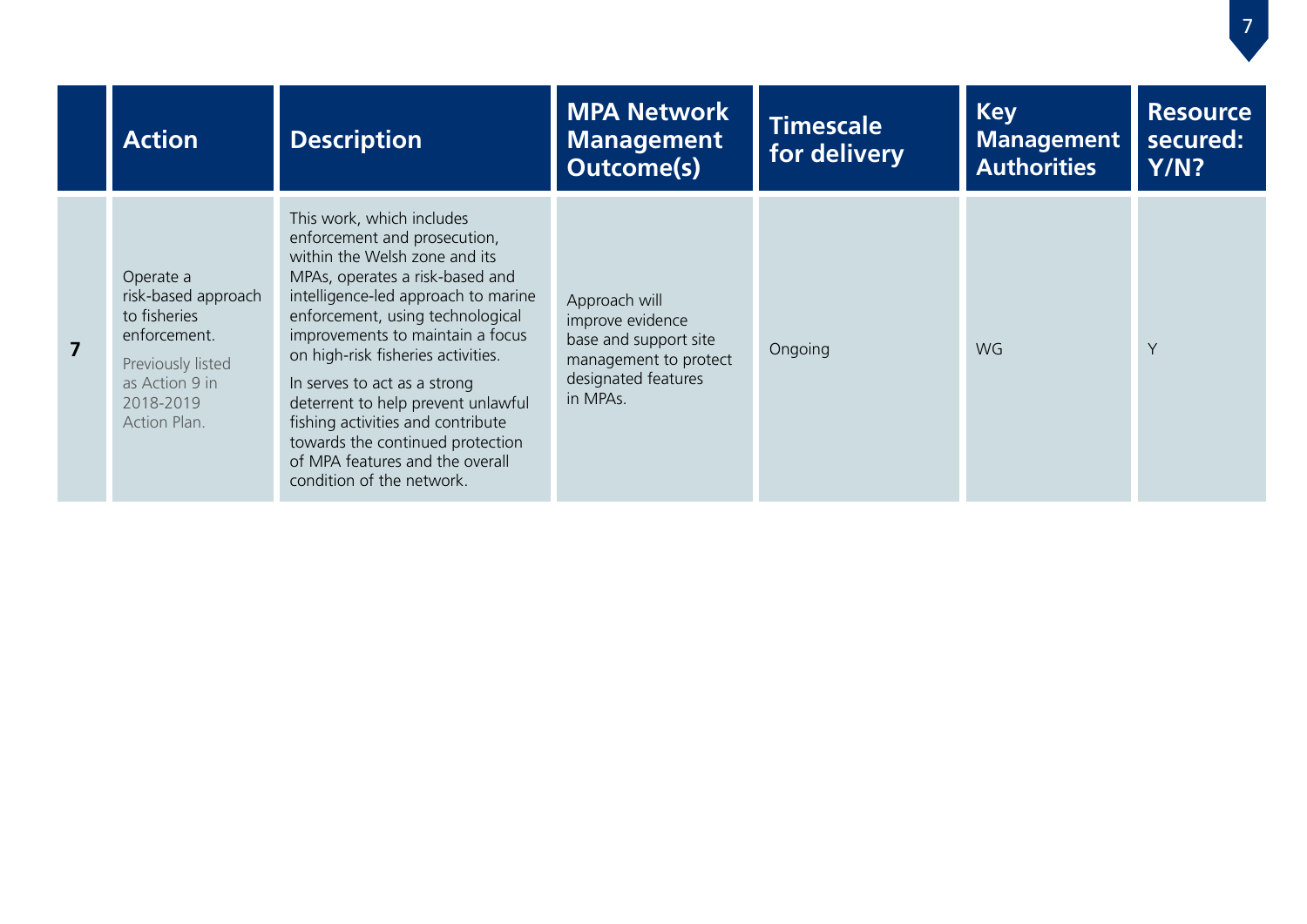| | Action | Description | MPA Network Management Outcome(s) | Timescale for delivery | Key Management Authorities | Resource secured: Y/N? |
|---|---|---|---|---|---|---|
| 7 | Operate a risk-based approach to fisheries enforcement. Previously listed as Action 9 in 2018-2019 Action Plan. | This work, which includes enforcement and prosecution, within the Welsh zone and its MPAs, operates a risk-based and intelligence-led approach to marine enforcement, using technological improvements to maintain a focus on high-risk fisheries activities. In serves to act as a strong deterrent to help prevent unlawful fishing activities and contribute towards the continued protection of MPA features and the overall condition of the network. | Approach will improve evidence base and support site management to protect designated features in MPAs. | Ongoing | WG | Y |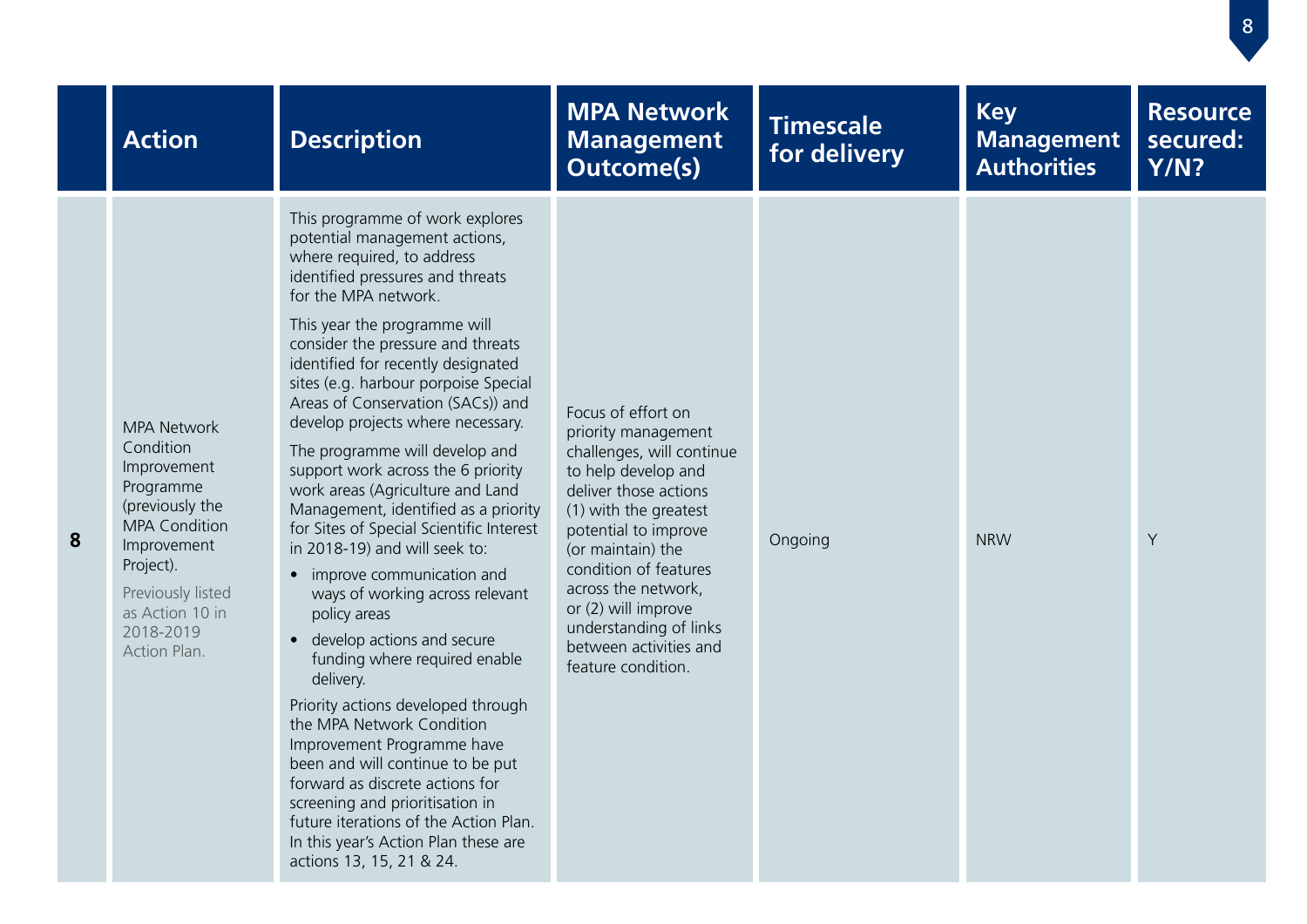| | Action | Description | MPA Network Management Outcome(s) | Timescale for delivery | Key Management Authorities | Resource secured: Y/N? |
|---|---|---|---|---|---|---|
| **8** | MPA Network Condition Improvement Programme (previously the MPA Condition Improvement Project).<br><br>Previously listed as Action 10 in 2018-2019 Action Plan. | This programme of work explores potential management actions, where required, to address identified pressures and threats for the MPA network.<br><br>This year the programme will consider the pressure and threats identified for recently designated sites (e.g. harbour porpoise Special Areas of Conservation (SACs)) and develop projects where necessary.<br><br>The programme will develop and support work across the 6 priority work areas (Agriculture and Land Management, identified as a priority for Sites of Special Scientific Interest in 2018-19) and will seek to:<br>• improve communication and ways of working across relevant policy areas<br>• develop actions and secure funding where required enable delivery.<br><br>Priority actions developed through the MPA Network Condition Improvement Programme have been and will continue to be put forward as discrete actions for screening and prioritisation in future iterations of the Action Plan. In this year's Action Plan these are actions 13, 15, 21 & 24. | Focus of effort on priority management challenges, will continue to help develop and deliver those actions (1) with the greatest potential to improve (or maintain) the condition of features across the network, or (2) will improve understanding of links between activities and feature condition. | Ongoing | NRW | Y |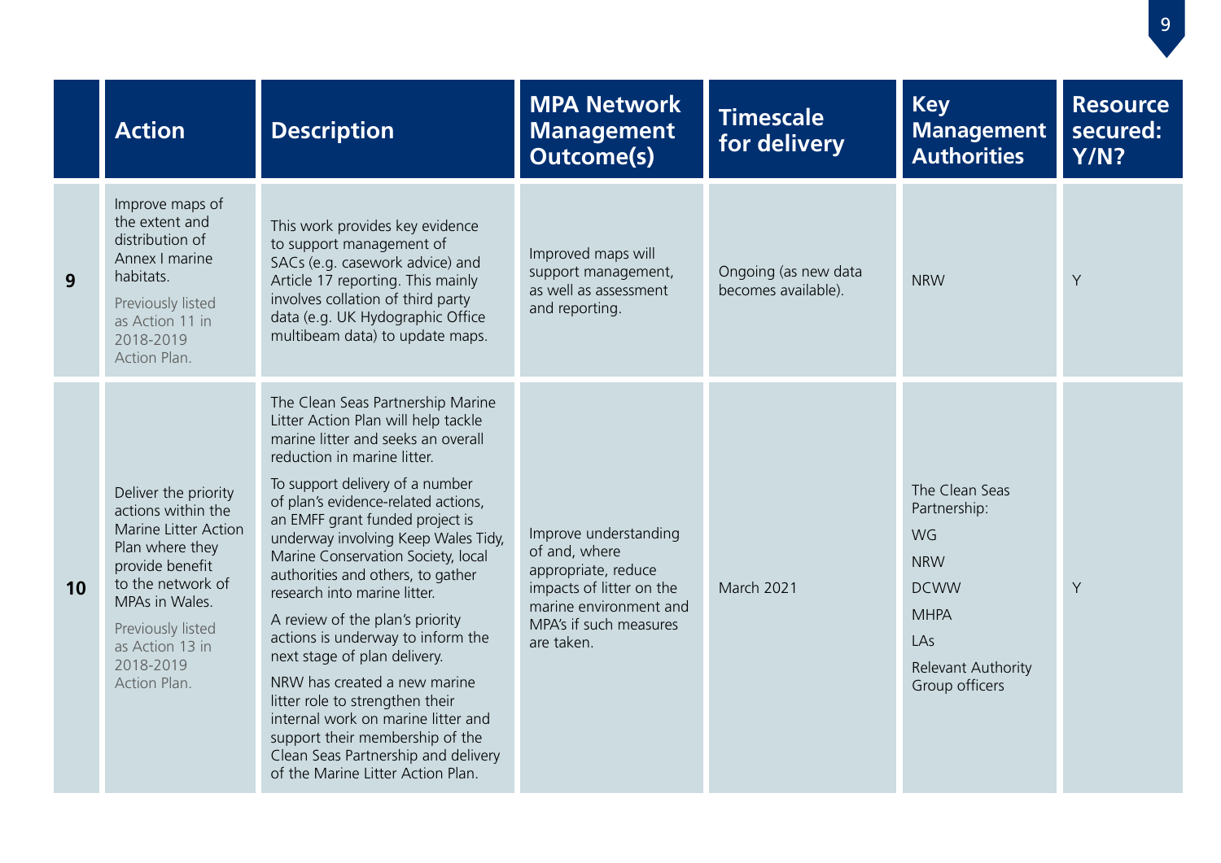| | Action | Description | MPA Network Management Outcome(s) | Timescale for delivery | Key Management Authorities | Resource secured: Y/N? |
|---|---|---|---|---|---|---|
| **9** | Improve maps of the extent and distribution of Annex I marine habitats.<br><br>Previously listed as Action 11 in 2018-2019 Action Plan. | This work provides key evidence to support management of SACs (e.g. casework advice) and Article 17 reporting. This mainly involves collation of third party data (e.g. UK Hydographic Office multibeam data) to update maps. | Improved maps will support management, as well as assessment and reporting. | Ongoing (as new data becomes available). | NRW | Y |
| **10** | Deliver the priority actions within the Marine Litter Action Plan where they provide benefit to the network of MPAs in Wales.<br><br>Previously listed as Action 13 in 2018-2019 Action Plan. | The Clean Seas Partnership Marine Litter Action Plan will help tackle marine litter and seeks an overall reduction in marine litter.<br><br>To support delivery of a number of plan's evidence-related actions, an EMFF grant funded project is underway involving Keep Wales Tidy, Marine Conservation Society, local authorities and others, to gather research into marine litter.<br><br>A review of the plan's priority actions is underway to inform the next stage of plan delivery.<br><br>NRW has created a new marine litter role to strengthen their internal work on marine litter and support their membership of the Clean Seas Partnership and delivery of the Marine Litter Action Plan. | Improve understanding of and, where appropriate, reduce impacts of litter on the marine environment and MPA's if such measures are taken. | March 2021 | The Clean Seas Partnership:<br><br>WG<br><br>NRW<br><br>DCWW<br><br>MHPA<br><br>LAs<br><br>Relevant Authority Group officers | Y |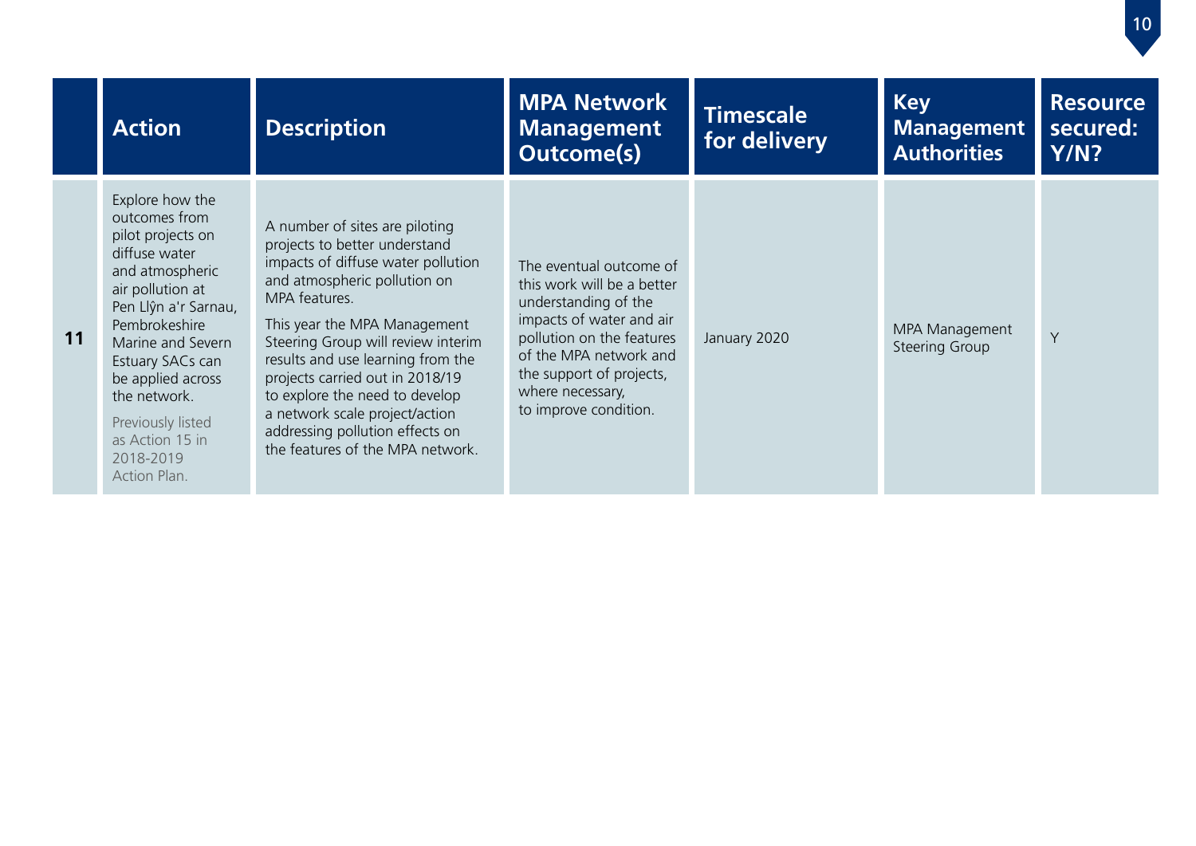| | Action | Description | MPA Network Management Outcome(s) | Timescale for delivery | Key Management Authorities | Resource secured: Y/N? |
|---|---|---|---|---|---|---|
| **11** | Explore how the outcomes from pilot projects on diffuse water and atmospheric air pollution at Pen Llŷn a'r Sarnau, Pembrokeshire Marine and Severn Estuary SACs can be applied across the network.<br><br>Previously listed as Action 15 in 2018-2019 Action Plan. | A number of sites are piloting projects to better understand impacts of diffuse water pollution and atmospheric pollution on MPA features.<br><br>This year the MPA Management Steering Group will review interim results and use learning from the projects carried out in 2018/19 to explore the need to develop a network scale project/action addressing pollution effects on the features of the MPA network. | The eventual outcome of this work will be a better understanding of the impacts of water and air pollution on the features of the MPA network and the support of projects, where necessary, to improve condition. | January 2020 | MPA Management Steering Group | Y |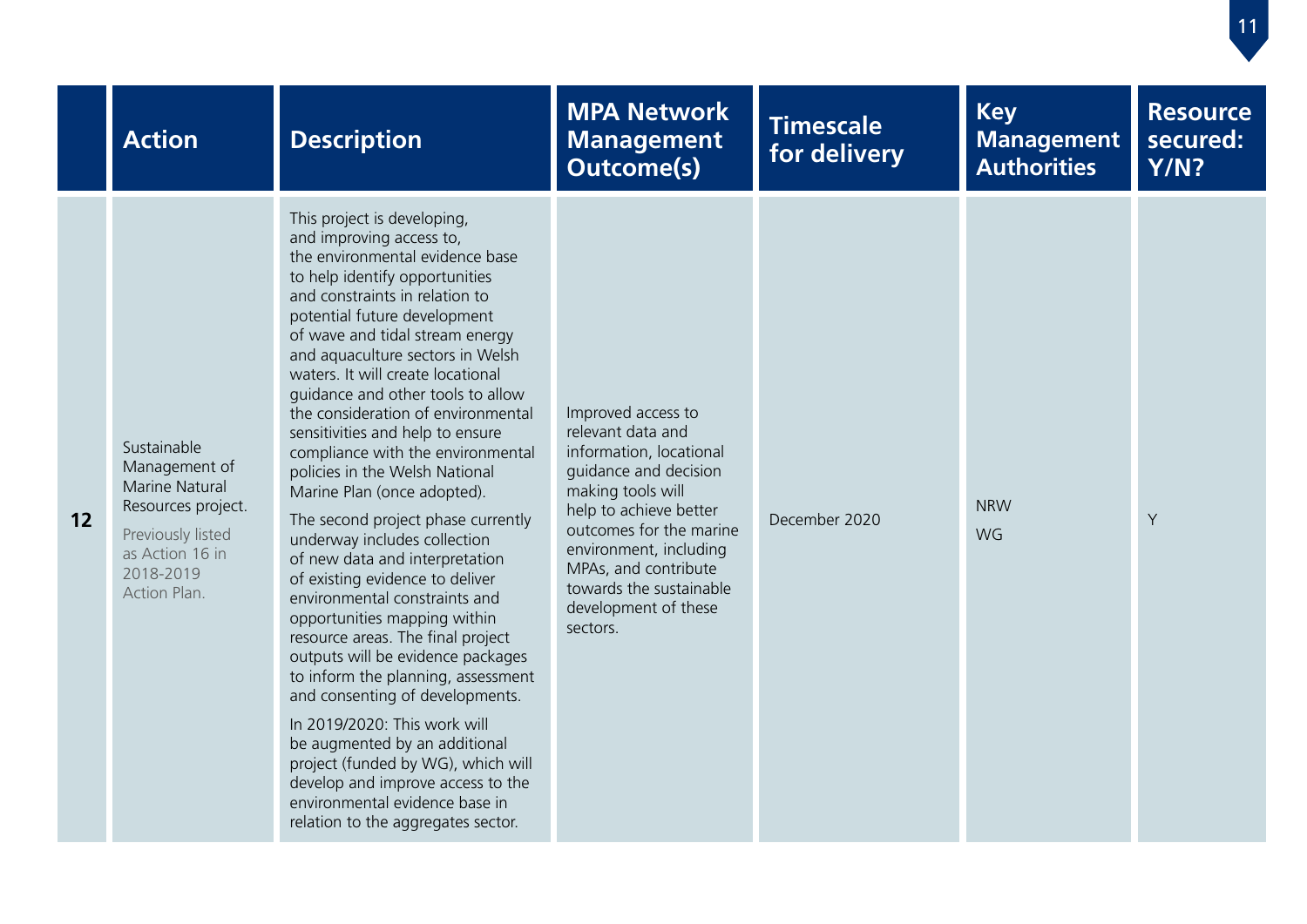| | Action | Description | MPA Network Management Outcome(s) | Timescale for delivery | Key Management Authorities | Resource secured: Y/N? |
|---|---|---|---|---|---|---|
| **12** | Sustainable Management of Marine Natural Resources project.<br><br>Previously listed as Action 16 in 2018-2019 Action Plan. | This project is developing, and improving access to, the environmental evidence base to help identify opportunities and constraints in relation to potential future development of wave and tidal stream energy and aquaculture sectors in Welsh waters. It will create locational guidance and other tools to allow the consideration of environmental sensitivities and help to ensure compliance with the environmental policies in the Welsh National Marine Plan (once adopted).<br><br>The second project phase currently underway includes collection of new data and interpretation of existing evidence to deliver environmental constraints and opportunities mapping within resource areas. The final project outputs will be evidence packages to inform the planning, assessment and consenting of developments.<br><br>In 2019/2020: This work will be augmented by an additional project (funded by WG), which will develop and improve access to the environmental evidence base in relation to the aggregates sector. | Improved access to relevant data and information, locational guidance and decision making tools will help to achieve better outcomes for the marine environment, including MPAs, and contribute towards the sustainable development of these sectors. | December 2020 | NRW<br>WG | Y |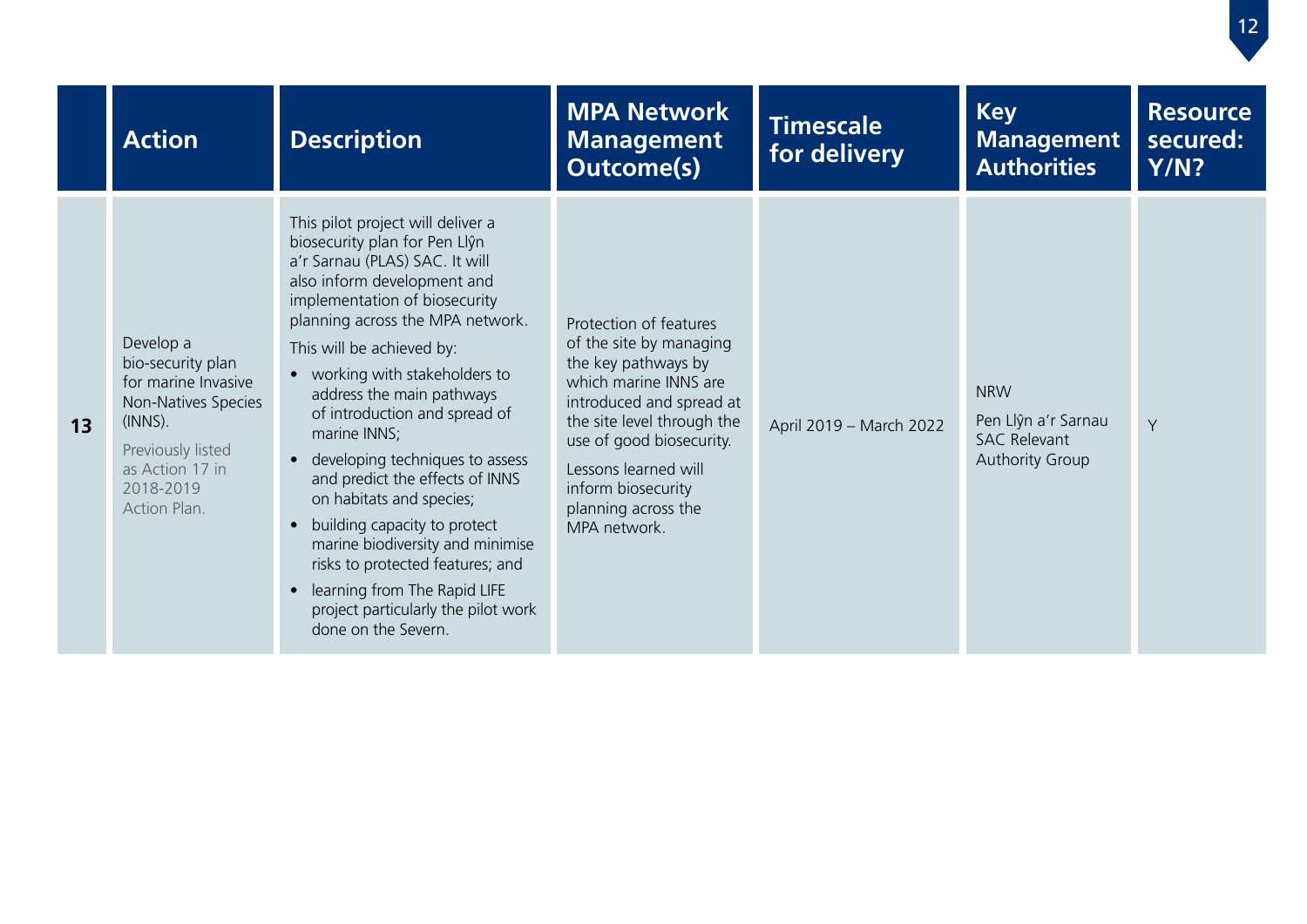| | Action | Description | MPA Network Management Outcome(s) | Timescale for delivery | Key Management Authorities | Resource secured: Y/N? |
|---|---|---|---|---|---|---|
| **13** | Develop a bio-security plan for marine Invasive Non-Natives Species (INNS).<br><br>Previously listed as Action 17 in 2018-2019 Action Plan. | This pilot project will deliver a biosecurity plan for Pen Llŷn a'r Sarnau (PLAS) SAC. It will also inform development and implementation of biosecurity planning across the MPA network.<br><br>This will be achieved by:<br>• working with stakeholders to address the main pathways of introduction and spread of marine INNS;<br>• developing techniques to assess and predict the effects of INNS on habitats and species;<br>• building capacity to protect marine biodiversity and minimise risks to protected features; and<br>• learning from The Rapid LIFE project particularly the pilot work done on the Severn. | Protection of features of the site by managing the key pathways by which marine INNS are introduced and spread at the site level through the use of good biosecurity.<br><br>Lessons learned will inform biosecurity planning across the MPA network. | April 2019 – March 2022 | NRW<br><br>Pen Llŷn a'r Sarnau SAC Relevant Authority Group | Y |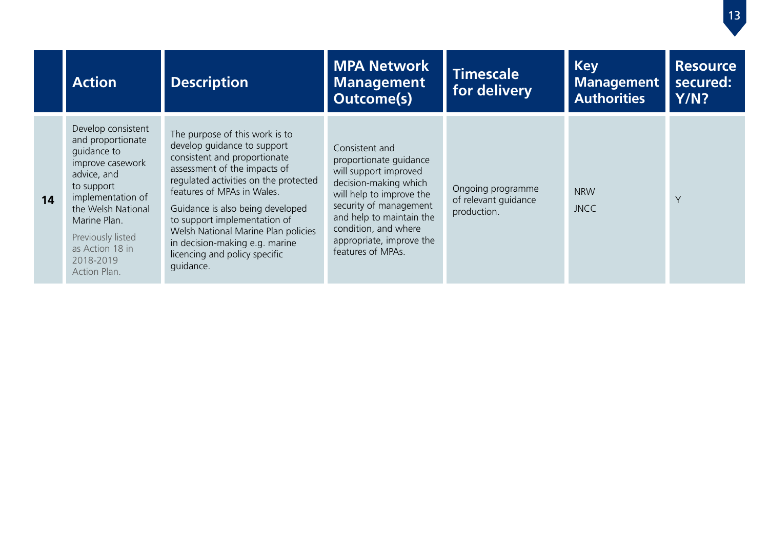| | Action | Description | MPA Network Management Outcome(s) | Timescale for delivery | Key Management Authorities | Resource secured: Y/N? |
|---|---|---|---|---|---|---|
| **14** | Develop consistent and proportionate guidance to improve casework advice, and to support implementation of the Welsh National Marine Plan.<br><br>Previously listed as Action 18 in 2018-2019 Action Plan. | The purpose of this work is to develop guidance to support consistent and proportionate assessment of the impacts of regulated activities on the protected features of MPAs in Wales.<br><br>Guidance is also being developed to support implementation of Welsh National Marine Plan policies in decision-making e.g. marine licencing and policy specific guidance. | Consistent and proportionate guidance will support improved decision-making which will help to improve the security of management and help to maintain the condition, and where appropriate, improve the features of MPAs. | Ongoing programme of relevant guidance production. | NRW<br><br>JNCC | Y |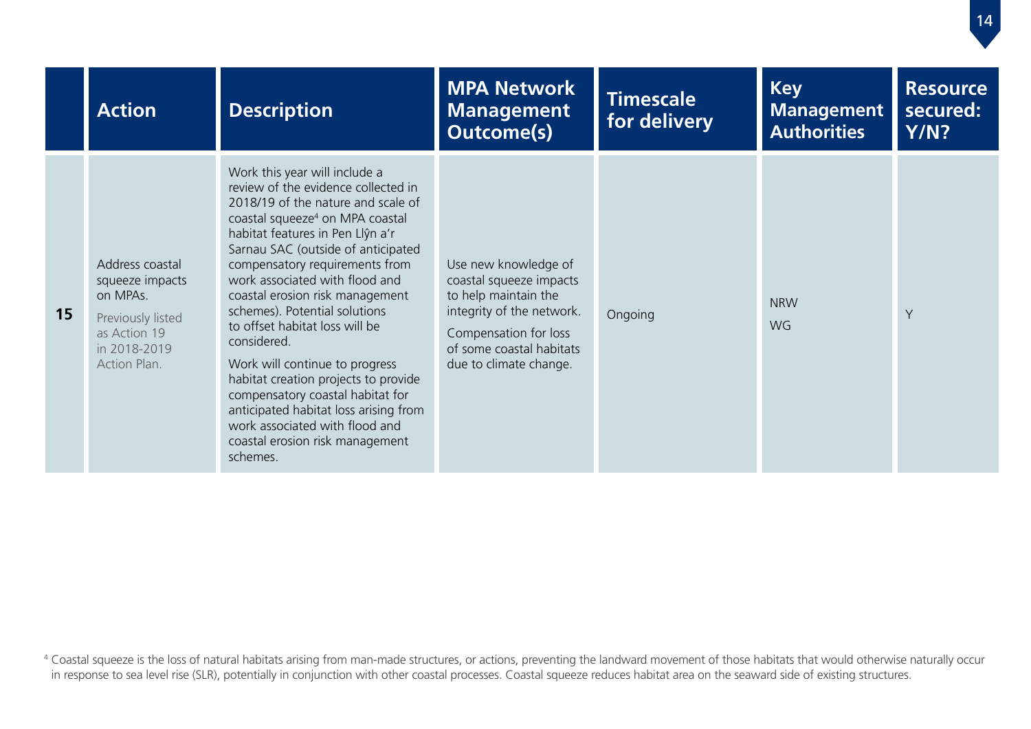| | Action | Description | MPA Network Management Outcome(s) | Timescale for delivery | Key Management Authorities | Resource secured: Y/N? |
|---|---|---|---|---|---|---|
| **15** | Address coastal squeeze impacts on MPAs.<br><br>Previously listed as Action 19 in 2018-2019 Action Plan. | Work this year will include a review of the evidence collected in 2018/19 of the nature and scale of coastal squeeze[4] on MPA coastal habitat features in Pen Llŷn a'r Sarnau SAC (outside of anticipated compensatory requirements from work associated with flood and coastal erosion risk management schemes). Potential solutions to offset habitat loss will be considered.<br><br>Work will continue to progress habitat creation projects to provide compensatory coastal habitat for anticipated habitat loss arising from work associated with flood and coastal erosion risk management schemes. | Use new knowledge of coastal squeeze impacts to help maintain the integrity of the network.<br><br>Compensation for loss of some coastal habitats due to climate change. | Ongoing | NRW<br>WG | Y |

[4] Coastal squeeze is the loss of natural habitats arising from man-made structures, or actions, preventing the landward movement of those habitats that would otherwise naturally occur in response to sea level rise (SLR), potentially in conjunction with other coastal processes. Coastal squeeze reduces habitat area on the seaward side of existing structures.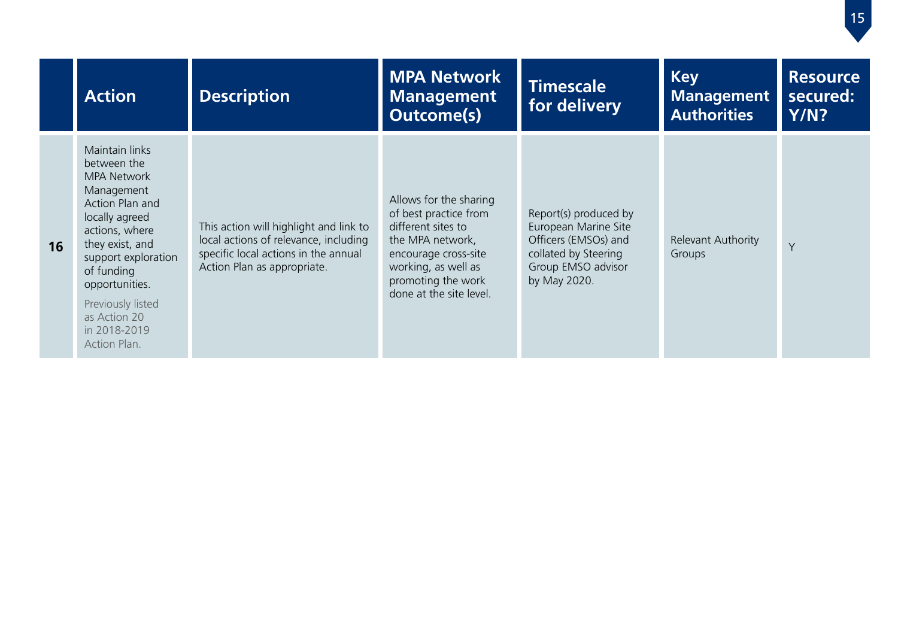| | Action | Description | MPA Network Management Outcome(s) | Timescale for delivery | Key Management Authorities | Resource secured: Y/N? |
|---|---|---|---|---|---|---|
| **16** | Maintain links between the MPA Network Management Action Plan and locally agreed actions, where they exist, and support exploration of funding opportunities. Previously listed as Action 20 in 2018-2019 Action Plan. | This action will highlight and link to local actions of relevance, including specific local actions in the annual Action Plan as appropriate. | Allows for the sharing of best practice from different sites to the MPA network, encourage cross-site working, as well as promoting the work done at the site level. | Report(s) produced by European Marine Site Officers (EMSOs) and collated by Steering Group EMSO advisor by May 2020. | Relevant Authority Groups | Y |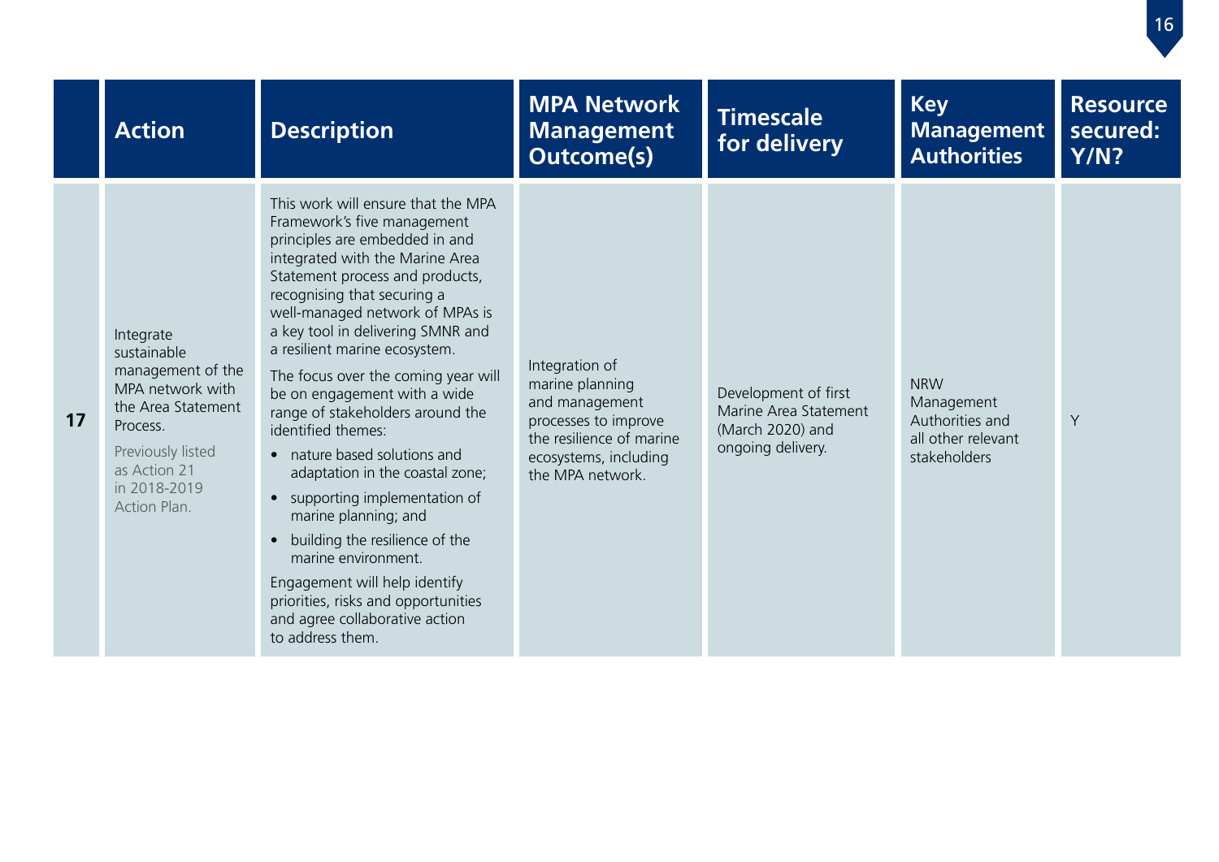|  | Action | Description | MPA Network Management Outcome(s) | Timescale for delivery | Key Management Authorities | Resource secured: Y/N? |
|---|---|---|---|---|---|---|
| **17** | Integrate sustainable management of the MPA network with the Area Statement Process.<br><br>Previously listed as Action 21 in 2018-2019 Action Plan. | This work will ensure that the MPA Framework's five management principles are embedded in and integrated with the Marine Area Statement process and products, recognising that securing a well-managed network of MPAs is a key tool in delivering SMNR and a resilient marine ecosystem.<br><br>The focus over the coming year will be on engagement with a wide range of stakeholders around the identified themes:<br>• nature based solutions and adaptation in the coastal zone;<br>• supporting implementation of marine planning; and<br>• building the resilience of the marine environment.<br><br>Engagement will help identify priorities, risks and opportunities and agree collaborative action to address them. | Integration of marine planning and management processes to improve the resilience of marine ecosystems, including the MPA network. | Development of first Marine Area Statement (March 2020) and ongoing delivery. | NRW Management Authorities and all other relevant stakeholders | Y |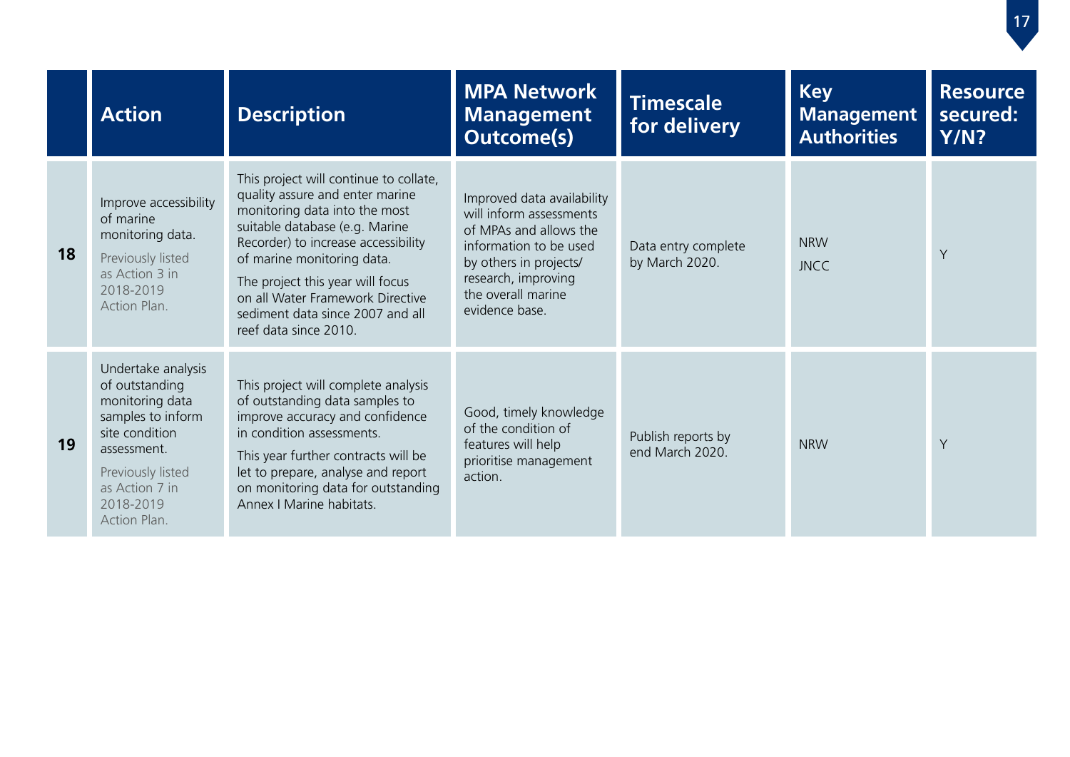| | Action | Description | MPA Network Management Outcome(s) | Timescale for delivery | Key Management Authorities | Resource secured: Y/N? |
|---|---|---|---|---|---|---|
| **18** | Improve accessibility of marine monitoring data. Previously listed as Action 3 in 2018-2019 Action Plan. | This project will continue to collate, quality assure and enter marine monitoring data into the most suitable database (e.g. Marine Recorder) to increase accessibility of marine monitoring data. The project this year will focus on all Water Framework Directive sediment data since 2007 and all reef data since 2010. | Improved data availability will inform assessments of MPAs and allows the information to be used by others in projects/ research, improving the overall marine evidence base. | Data entry complete by March 2020. | NRW JNCC | Y |
| **19** | Undertake analysis of outstanding monitoring data samples to inform site condition assessment. Previously listed as Action 7 in 2018-2019 Action Plan. | This project will complete analysis of outstanding data samples to improve accuracy and confidence in condition assessments. This year further contracts will be let to prepare, analyse and report on monitoring data for outstanding Annex I Marine habitats. | Good, timely knowledge of the condition of features will help prioritise management action. | Publish reports by end March 2020. | NRW | Y |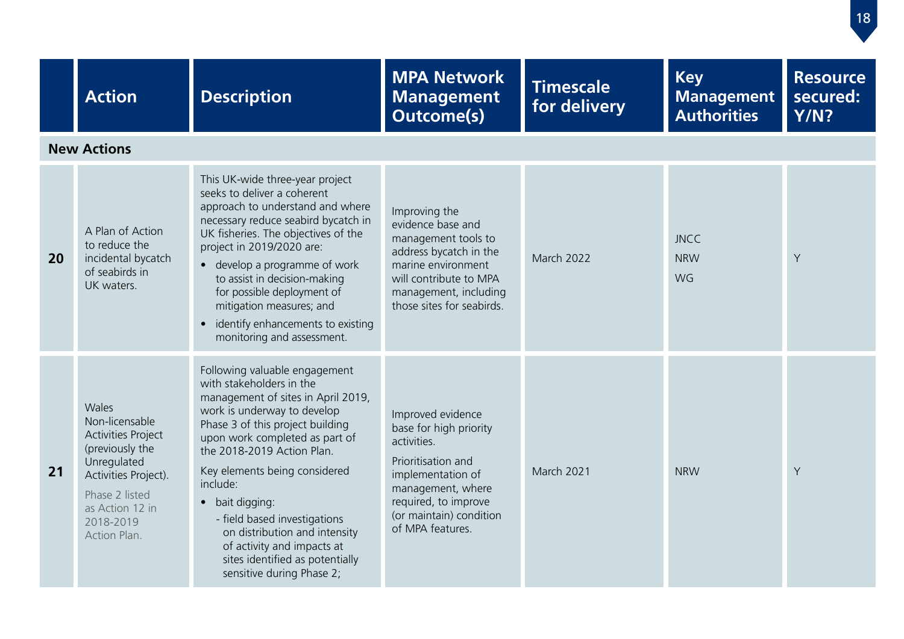| | Action | Description | MPA Network Management Outcome(s) | Timescale for delivery | Key Management Authorities | Resource secured: Y/N? |
|---|---|---|---|---|---|---|
| **New Actions** | | | | | | |
| **20** | A Plan of Action to reduce the incidental bycatch of seabirds in UK waters. | This UK-wide three-year project seeks to deliver a coherent approach to understand and where necessary reduce seabird bycatch in UK fisheries. The objectives of the project in 2019/2020 are:<br>• develop a programme of work to assist in decision-making for possible deployment of mitigation measures; and<br>• identify enhancements to existing monitoring and assessment. | Improving the evidence base and management tools to address bycatch in the marine environment will contribute to MPA management, including those sites for seabirds. | March 2022 | JNCC<br>NRW<br>WG | Y |
| **21** | Wales Non-licensable Activities Project (previously the Unregulated Activities Project).<br>Phase 2 listed as Action 12 in 2018-2019 Action Plan. | Following valuable engagement with stakeholders in the management of sites in April 2019, work is underway to develop Phase 3 of this project building upon work completed as part of the 2018-2019 Action Plan.<br>Key elements being considered include:<br>• bait digging:<br>- field based investigations on distribution and intensity of activity and impacts at sites identified as potentially sensitive during Phase 2; | Improved evidence base for high priority activities.<br>Prioritisation and implementation of management, where required, to improve (or maintain) condition of MPA features. | March 2021 | NRW | Y |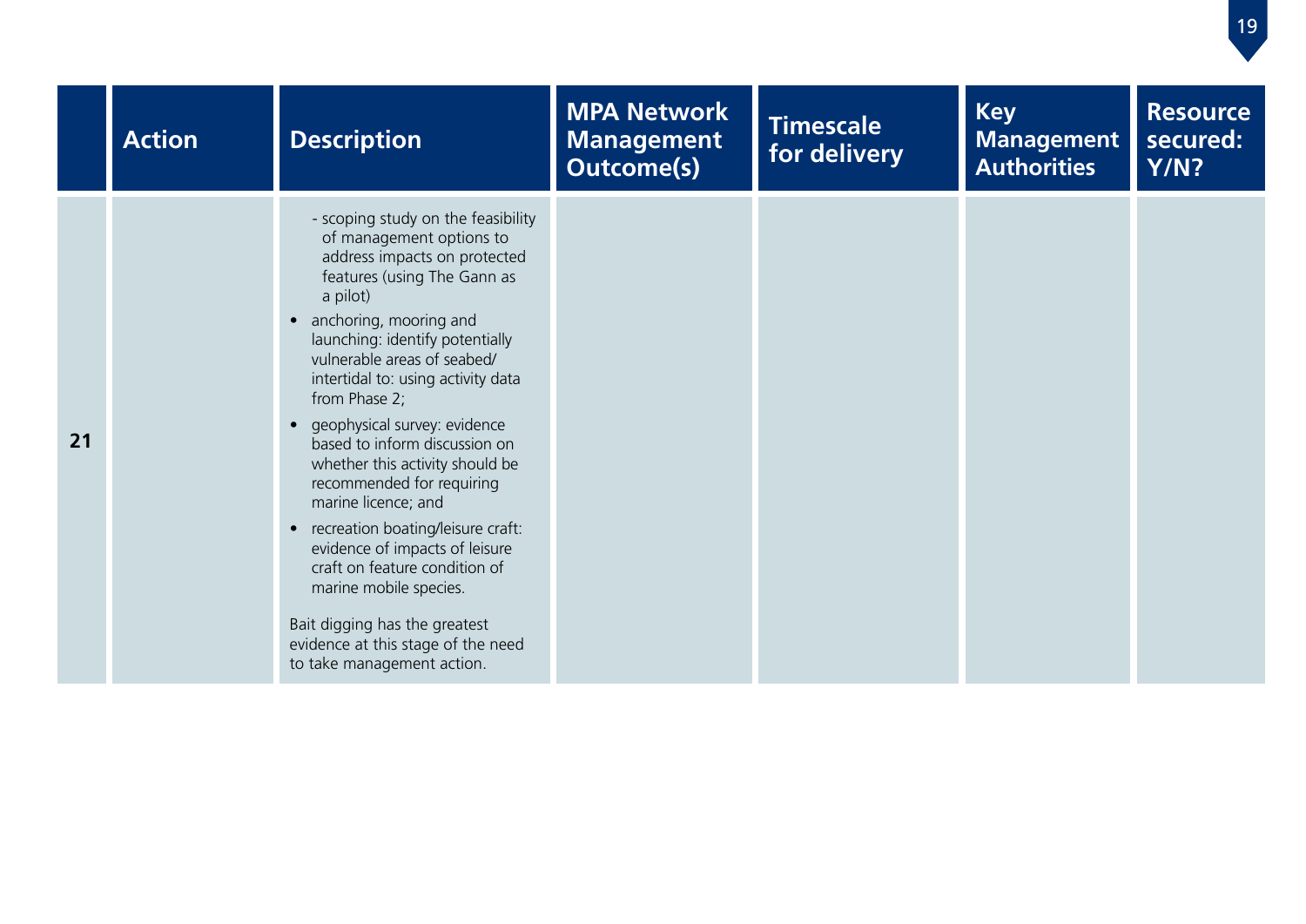| | Action | Description | MPA Network Management Outcome(s) | Timescale for delivery | Key Management Authorities | Resource secured: Y/N? |
|---|---|---|---|---|---|---|
| 21 | | - scoping study on the feasibility of management options to address impacts on protected features (using The Gann as a pilot)<br>• anchoring, mooring and launching: identify potentially vulnerable areas of seabed/ intertidal to: using activity data from Phase 2;<br>• geophysical survey: evidence based to inform discussion on whether this activity should be recommended for requiring marine licence; and<br>• recreation boating/leisure craft: evidence of impacts of leisure craft on feature condition of marine mobile species.<br><br>Bait digging has the greatest evidence at this stage of the need to take management action. | | | | |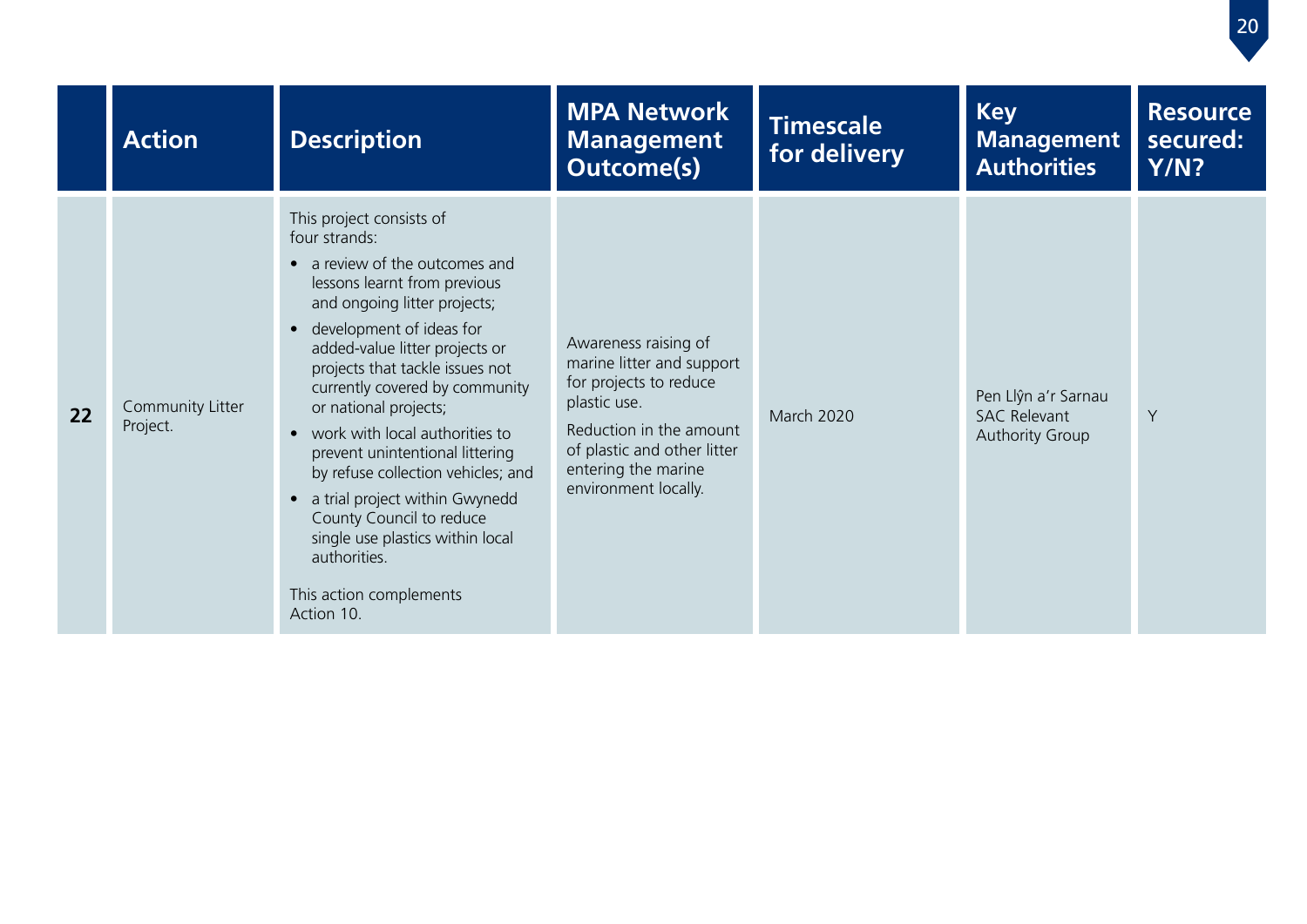| | Action | Description | MPA Network Management Outcome(s) | Timescale for delivery | Key Management Authorities | Resource secured: Y/N? |
|---|---|---|---|---|---|---|
| **22** | Community Litter Project. | This project consists of four strands:<br>• a review of the outcomes and lessons learnt from previous and ongoing litter projects;<br>• development of ideas for added-value litter projects or projects that tackle issues not currently covered by community or national projects;<br>• work with local authorities to prevent unintentional littering by refuse collection vehicles; and<br>• a trial project within Gwynedd County Council to reduce single use plastics within local authorities.<br><br>This action complements Action 10. | Awareness raising of marine litter and support for projects to reduce plastic use.<br><br>Reduction in the amount of plastic and other litter entering the marine environment locally. | March 2020 | Pen Llŷn a'r Sarnau SAC Relevant Authority Group | Y |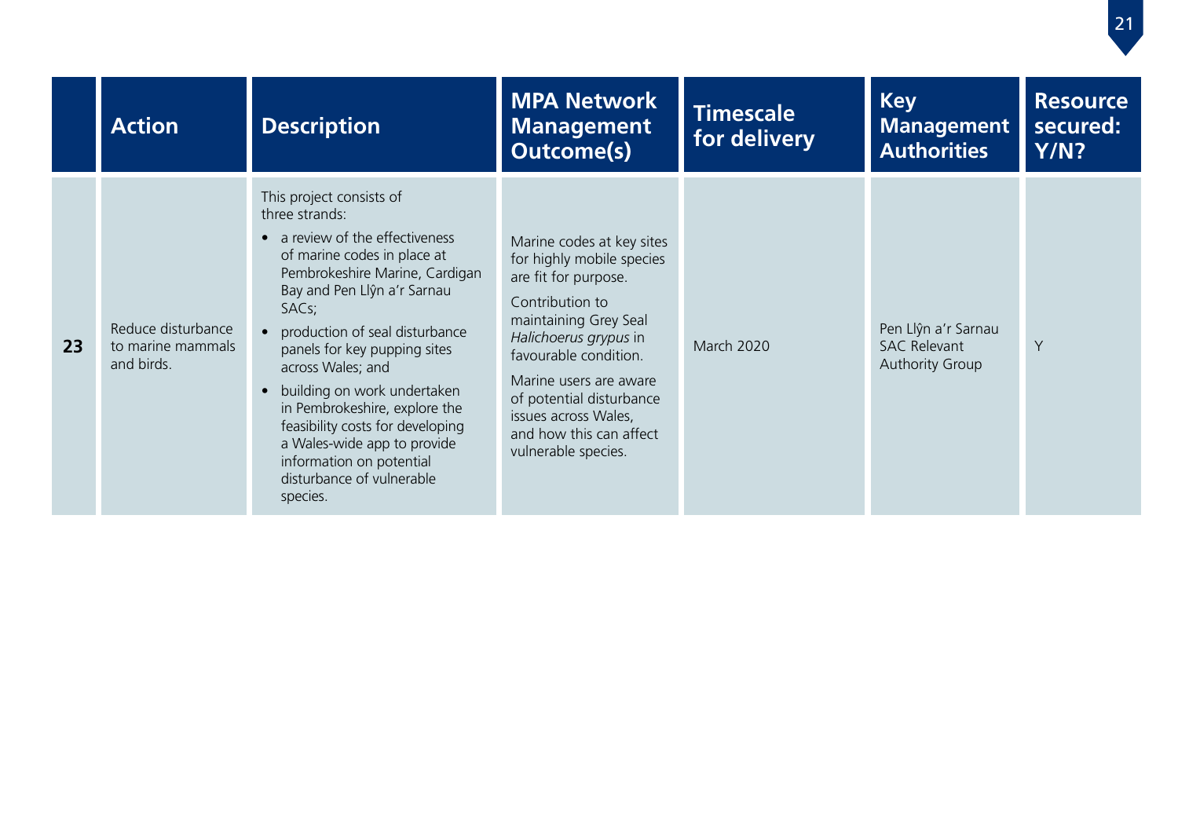| | Action | Description | MPA Network Management Outcome(s) | Timescale for delivery | Key Management Authorities | Resource secured: Y/N? |
|---|---|---|---|---|---|---|
| **23** | Reduce disturbance to marine mammals and birds. | This project consists of three strands:<br>• a review of the effectiveness of marine codes in place at Pembrokeshire Marine, Cardigan Bay and Pen Llŷn a'r Sarnau SACs;<br>• production of seal disturbance panels for key pupping sites across Wales; and<br>• building on work undertaken in Pembrokeshire, explore the feasibility costs for developing a Wales-wide app to provide information on potential disturbance of vulnerable species. | Marine codes at key sites for highly mobile species are fit for purpose.<br>Contribution to maintaining Grey Seal *Halichoerus grypus* in favourable condition.<br>Marine users are aware of potential disturbance issues across Wales, and how this can affect vulnerable species. | March 2020 | Pen Llŷn a'r Sarnau SAC Relevant Authority Group | Y |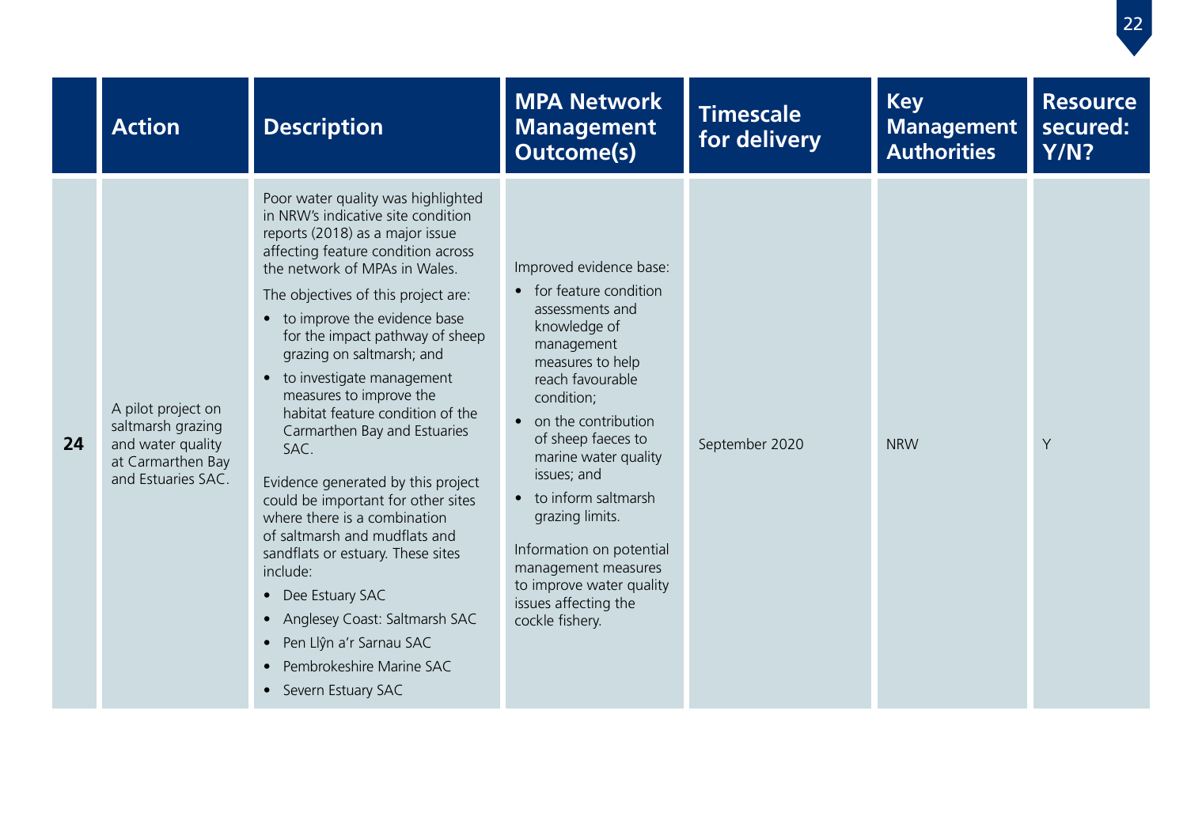| | Action | Description | MPA Network Management Outcome(s) | Timescale for delivery | Key Management Authorities | Resource secured: Y/N? |
|---|---|---|---|---|---|---|
| **24** | A pilot project on saltmarsh grazing and water quality at Carmarthen Bay and Estuaries SAC. | Poor water quality was highlighted in NRW's indicative site condition reports (2018) as a major issue affecting feature condition across the network of MPAs in Wales.<br><br>The objectives of this project are:<br>• to improve the evidence base for the impact pathway of sheep grazing on saltmarsh; and<br>• to investigate management measures to improve the habitat feature condition of the Carmarthen Bay and Estuaries SAC.<br><br>Evidence generated by this project could be important for other sites where there is a combination of saltmarsh and mudflats and sandflats or estuary. These sites include:<br>• Dee Estuary SAC<br>• Anglesey Coast: Saltmarsh SAC<br>• Pen Llŷn a'r Sarnau SAC<br>• Pembrokeshire Marine SAC<br>• Severn Estuary SAC | Improved evidence base:<br>• for feature condition assessments and knowledge of management measures to help reach favourable condition;<br>• on the contribution of sheep faeces to marine water quality issues; and<br>• to inform saltmarsh grazing limits.<br><br>Information on potential management measures to improve water quality issues affecting the cockle fishery. | September 2020 | NRW | Y |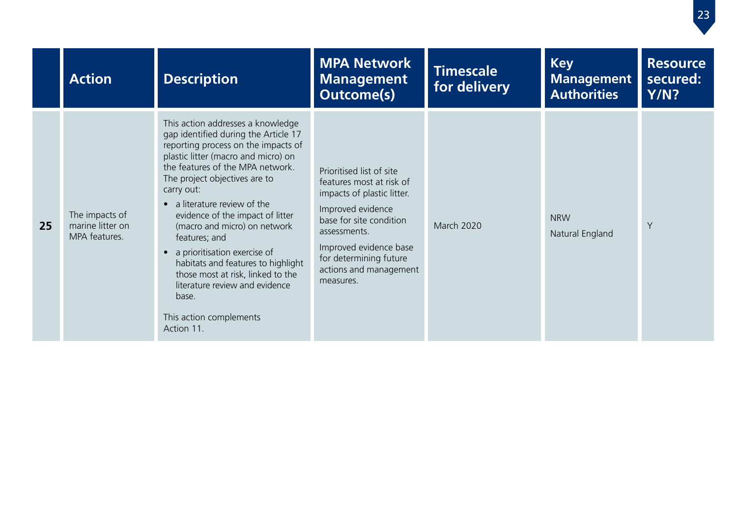| | Action | Description | MPA Network Management Outcome(s) | Timescale for delivery | Key Management Authorities | Resource secured: Y/N? |
|---|---|---|---|---|---|---|
| **25** | The impacts of marine litter on MPA features. | This action addresses a knowledge gap identified during the Article 17 reporting process on the impacts of plastic litter (macro and micro) on the features of the MPA network. The project objectives are to carry out:<br>• a literature review of the evidence of the impact of litter (macro and micro) on network features; and<br>• a prioritisation exercise of habitats and features to highlight those most at risk, linked to the literature review and evidence base.<br><br>This action complements Action 11. | Prioritised list of site features most at risk of impacts of plastic litter.<br><br>Improved evidence base for site condition assessments.<br><br>Improved evidence base for determining future actions and management measures. | March 2020 | NRW<br><br>Natural England | Y |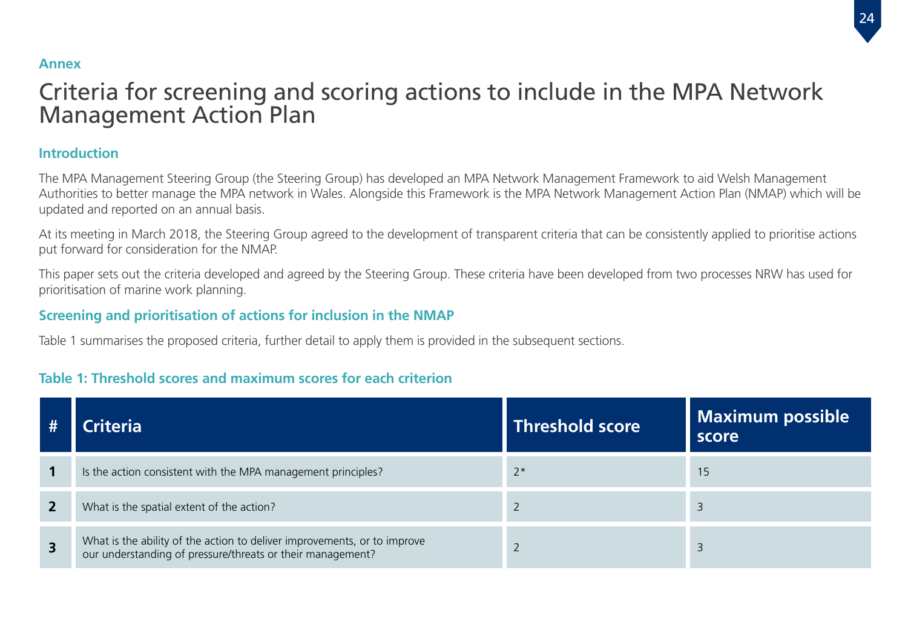**Annex**

# Criteria for screening and scoring actions to include in the MPA Network Management Action Plan

## Introduction

The MPA Management Steering Group (the Steering Group) has developed an MPA Network Management Framework to aid Welsh Management Authorities to better manage the MPA network in Wales. Alongside this Framework is the MPA Network Management Action Plan (NMAP) which will be updated and reported on an annual basis.

At its meeting in March 2018, the Steering Group agreed to the development of transparent criteria that can be consistently applied to prioritise actions put forward for consideration for the NMAP.

This paper sets out the criteria developed and agreed by the Steering Group. These criteria have been developed from two processes NRW has used for prioritisation of marine work planning.

## Screening and prioritisation of actions for inclusion in the NMAP

Table 1 summarises the proposed criteria, further detail to apply them is provided in the subsequent sections.

### Table 1: Threshold scores and maximum scores for each criterion

| # | Criteria | Threshold score | Maximum possible score |
|---|---|---|---|
| **1** | Is the action consistent with the MPA management principles? | 2* | 15 |
| **2** | What is the spatial extent of the action? | 2 | 3 |
| **3** | What is the ability of the action to deliver improvements, or to improve our understanding of pressure/threats or their management? | 2 | 3 |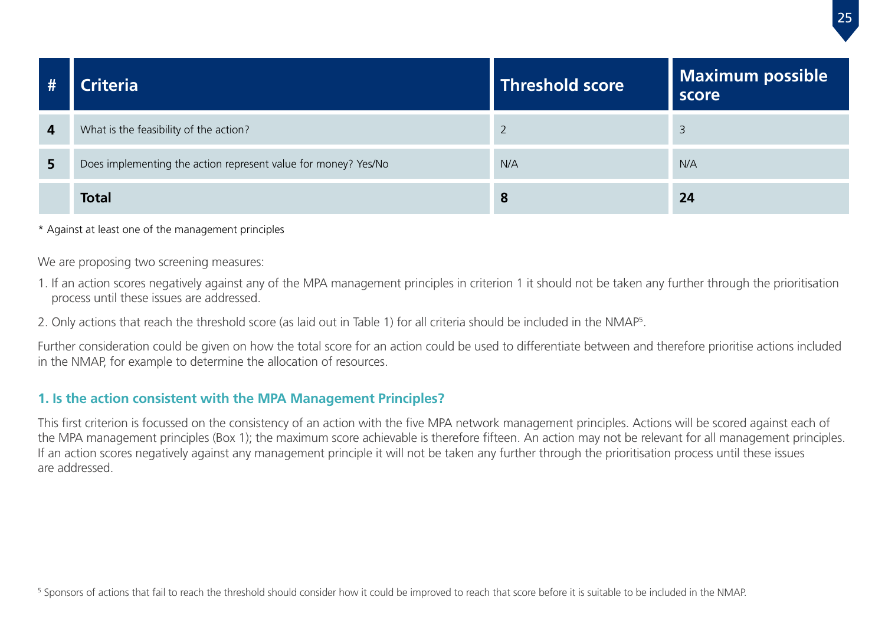| # | Criteria | Threshold score | Maximum possible score |
|---|---|---|---|
| **4** | What is the feasibility of the action? | 2 | 3 |
| **5** | Does implementing the action represent value for money? Yes/No | N/A | N/A |
| | **Total** | **8** | **24** |

* Against at least one of the management principles

We are proposing two screening measures:

1. If an action scores negatively against any of the MPA management principles in criterion 1 it should not be taken any further through the prioritisation process until these issues are addressed.
2. Only actions that reach the threshold score (as laid out in Table 1) for all criteria should be included in the NMAP[5].

Further consideration could be given on how the total score for an action could be used to differentiate between and therefore prioritise actions included in the NMAP, for example to determine the allocation of resources.

### 1. Is the action consistent with the MPA Management Principles?

This first criterion is focussed on the consistency of an action with the five MPA network management principles. Actions will be scored against each of the MPA management principles (Box 1); the maximum score achievable is therefore fifteen. An action may not be relevant for all management principles. If an action scores negatively against any management principle it will not be taken any further through the prioritisation process until these issues are addressed.

[5] Sponsors of actions that fail to reach the threshold should consider how it could be improved to reach that score before it is suitable to be included in the NMAP.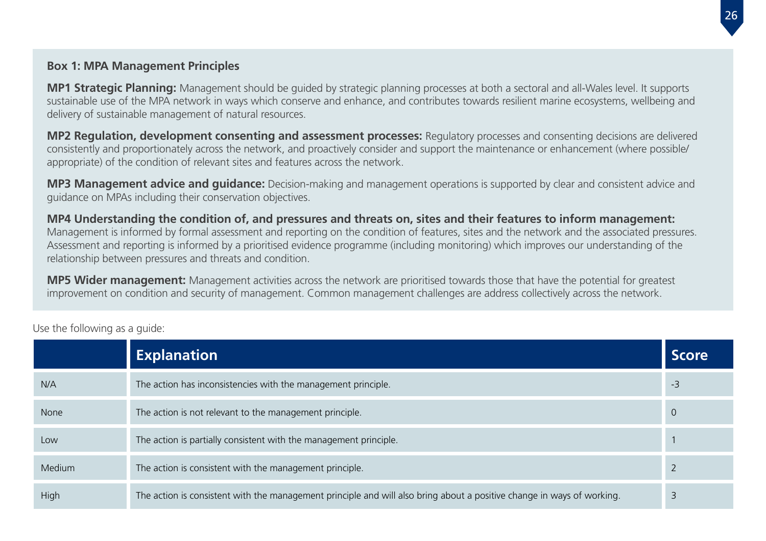**Box 1: MPA Management Principles**

**MP1 Strategic Planning:** Management should be guided by strategic planning processes at both a sectoral and all-Wales level. It supports sustainable use of the MPA network in ways which conserve and enhance, and contributes towards resilient marine ecosystems, wellbeing and delivery of sustainable management of natural resources.

**MP2 Regulation, development consenting and assessment processes:** Regulatory processes and consenting decisions are delivered consistently and proportionately across the network, and proactively consider and support the maintenance or enhancement (where possible/appropriate) of the condition of relevant sites and features across the network.

**MP3 Management advice and guidance:** Decision-making and management operations is supported by clear and consistent advice and guidance on MPAs including their conservation objectives.

**MP4 Understanding the condition of, and pressures and threats on, sites and their features to inform management:** Management is informed by formal assessment and reporting on the condition of features, sites and the network and the associated pressures. Assessment and reporting is informed by a prioritised evidence programme (including monitoring) which improves our understanding of the relationship between pressures and threats and condition.

**MP5 Wider management:** Management activities across the network are prioritised towards those that have the potential for greatest improvement on condition and security of management. Common management challenges are address collectively across the network.

Use the following as a guide:

| | Explanation | Score |
|---|---|---|
| N/A | The action has inconsistencies with the management principle. | -3 |
| None | The action is not relevant to the management principle. | 0 |
| Low | The action is partially consistent with the management principle. | 1 |
| Medium | The action is consistent with the management principle. | 2 |
| High | The action is consistent with the management principle and will also bring about a positive change in ways of working. | 3 |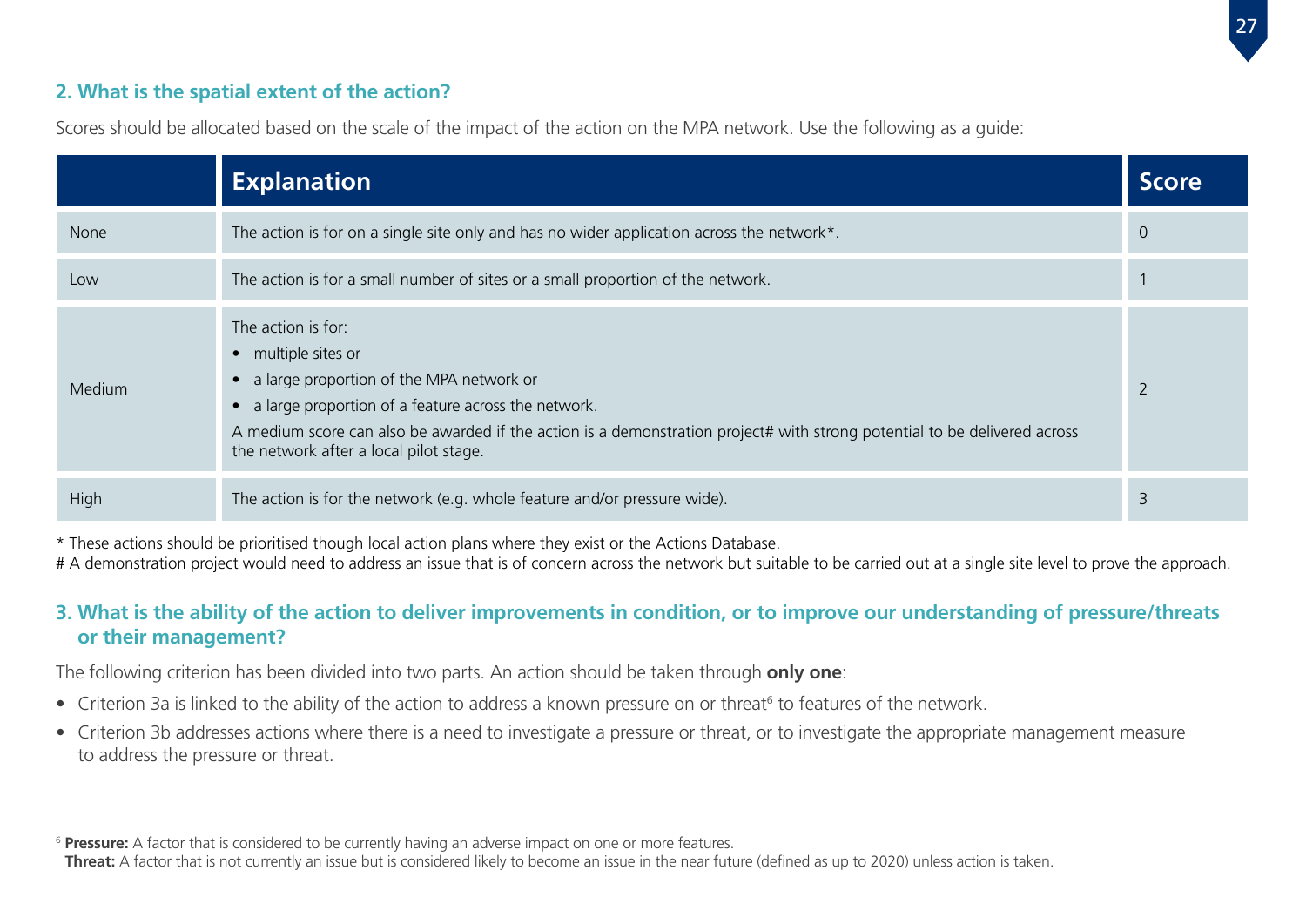## 2. What is the spatial extent of the action?

Scores should be allocated based on the scale of the impact of the action on the MPA network. Use the following as a guide:

| | Explanation | Score |
|---|---|---|
| None | The action is for on a single site only and has no wider application across the network*. | 0 |
| Low | The action is for a small number of sites or a small proportion of the network. | 1 |
| Medium | The action is for: <br>• multiple sites or <br>• a large proportion of the MPA network or <br>• a large proportion of a feature across the network. <br>A medium score can also be awarded if the action is a demonstration project# with strong potential to be delivered across the network after a local pilot stage. | 2 |
| High | The action is for the network (e.g. whole feature and/or pressure wide). | 3 |

* These actions should be prioritised though local action plans where they exist or the Actions Database.

# A demonstration project would need to address an issue that is of concern across the network but suitable to be carried out at a single site level to prove the approach.

## 3. What is the ability of the action to deliver improvements in condition, or to improve our understanding of pressure/threats or their management?

The following criterion has been divided into two parts. An action should be taken through **only one**:

- Criterion 3a is linked to the ability of the action to address a known pressure on or threat[6] to features of the network.
- Criterion 3b addresses actions where there is a need to investigate a pressure or threat, or to investigate the appropriate management measure to address the pressure or threat.

[6] **Pressure:** A factor that is considered to be currently having an adverse impact on one or more features.
**Threat:** A factor that is not currently an issue but is considered likely to become an issue in the near future (defined as up to 2020) unless action is taken.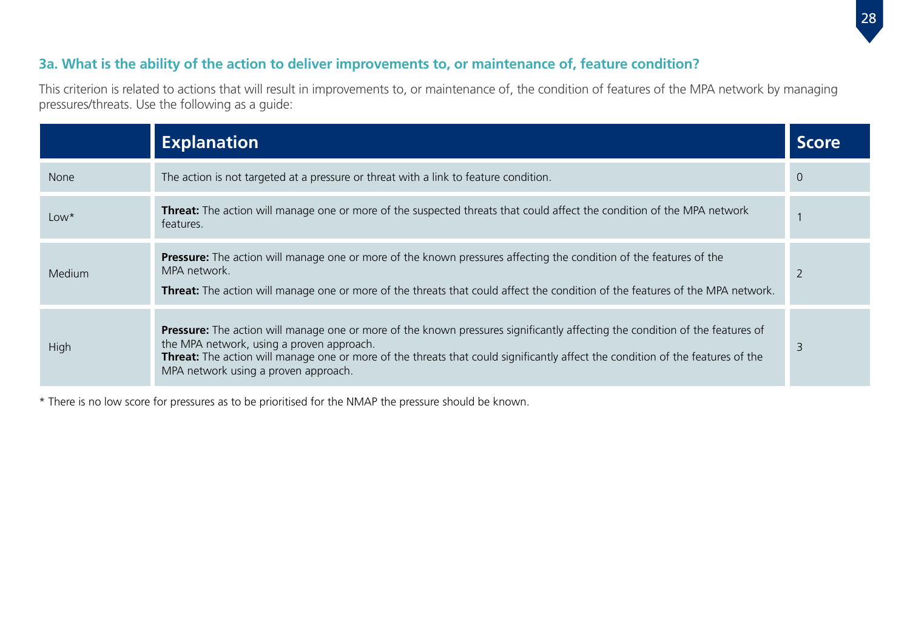### 3a. What is the ability of the action to deliver improvements to, or maintenance of, feature condition?

This criterion is related to actions that will result in improvements to, or maintenance of, the condition of features of the MPA network by managing pressures/threats. Use the following as a guide:

| | Explanation | Score |
|---|---|---|
| None | The action is not targeted at a pressure or threat with a link to feature condition. | 0 |
| Low* | **Threat:** The action will manage one or more of the suspected threats that could affect the condition of the MPA network features. | 1 |
| Medium | **Pressure:** The action will manage one or more of the known pressures affecting the condition of the features of the MPA network.<br>**Threat:** The action will manage one or more of the threats that could affect the condition of the features of the MPA network. | 2 |
| High | **Pressure:** The action will manage one or more of the known pressures significantly affecting the condition of the features of the MPA network, using a proven approach.<br>**Threat:** The action will manage one or more of the threats that could significantly affect the condition of the features of the MPA network using a proven approach. | 3 |

* There is no low score for pressures as to be prioritised for the NMAP the pressure should be known.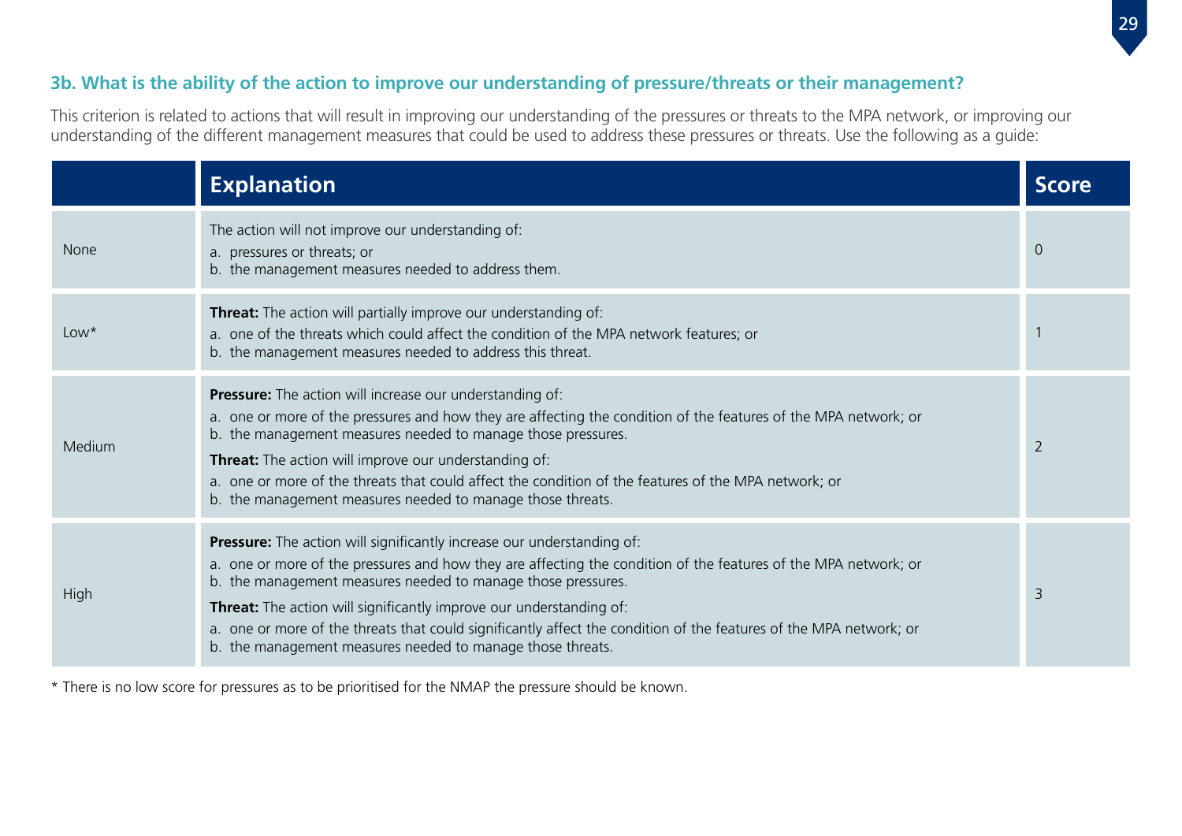### 3b. What is the ability of the action to improve our understanding of pressure/threats or their management?

This criterion is related to actions that will result in improving our understanding of the pressures or threats to the MPA network, or improving our understanding of the different management measures that could be used to address these pressures or threats. Use the following as a guide:

| | Explanation | Score |
|---|---|---|
| None | The action will not improve our understanding of:<br>a. pressures or threats; or<br>b. the management measures needed to address them. | 0 |
| Low* | **Threat:** The action will partially improve our understanding of:<br>a. one of the threats which could affect the condition of the MPA network features; or<br>b. the management measures needed to address this threat. | 1 |
| Medium | **Pressure:** The action will increase our understanding of:<br>a. one or more of the pressures and how they are affecting the condition of the features of the MPA network; or<br>b. the management measures needed to manage those pressures.<br>**Threat:** The action will improve our understanding of:<br>a. one or more of the threats that could affect the condition of the features of the MPA network; or<br>b. the management measures needed to manage those threats. | 2 |
| High | **Pressure:** The action will significantly increase our understanding of:<br>a. one or more of the pressures and how they are affecting the condition of the features of the MPA network; or<br>b. the management measures needed to manage those pressures.<br>**Threat:** The action will significantly improve our understanding of:<br>a. one or more of the threats that could significantly affect the condition of the features of the MPA network; or<br>b. the management measures needed to manage those threats. | 3 |

* There is no low score for pressures as to be prioritised for the NMAP the pressure should be known.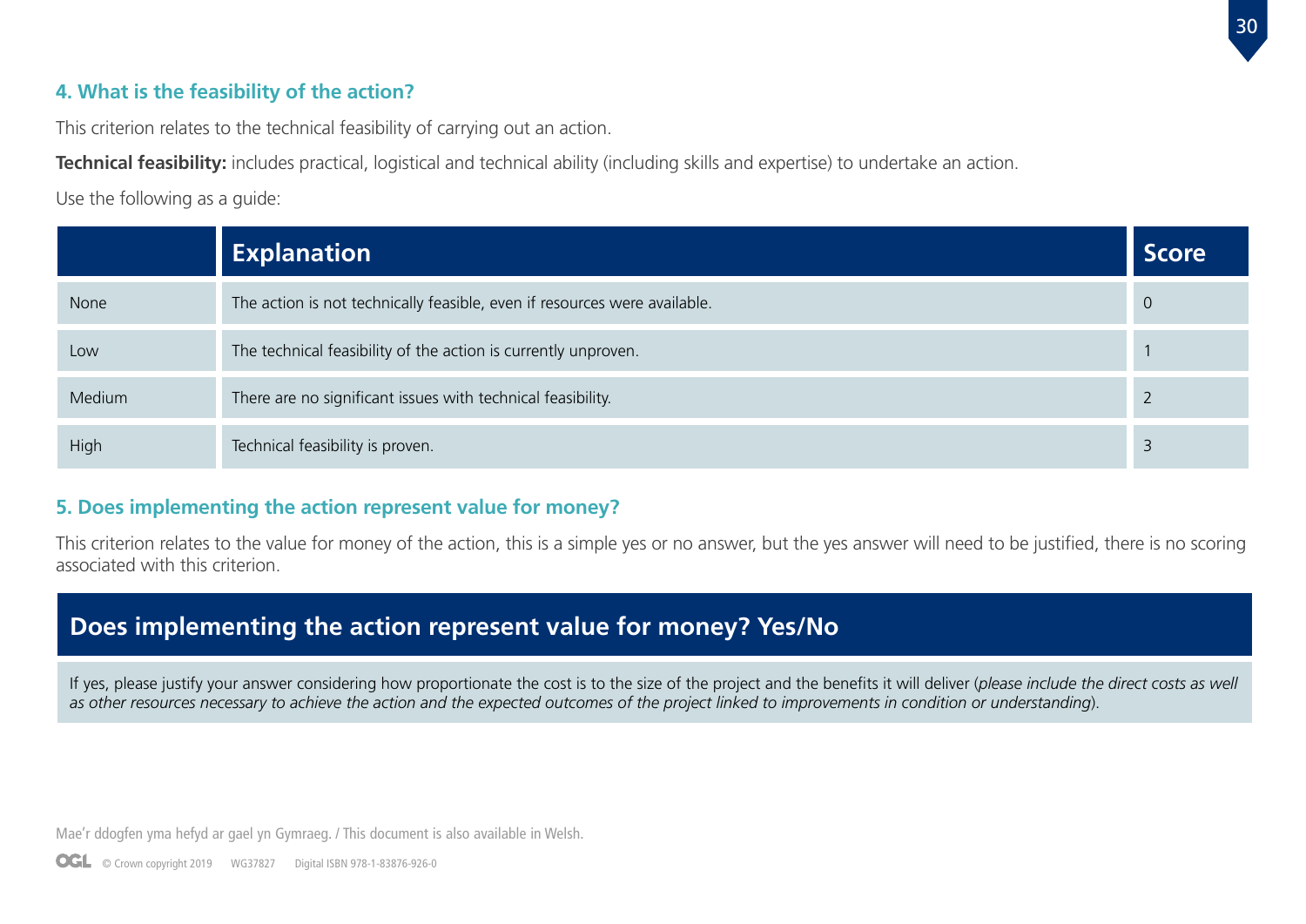### 4. What is the feasibility of the action?

This criterion relates to the technical feasibility of carrying out an action.

**Technical feasibility:** includes practical, logistical and technical ability (including skills and expertise) to undertake an action.

Use the following as a guide:

| | Explanation | Score |
|---|---|---|
| None | The action is not technically feasible, even if resources were available. | 0 |
| Low | The technical feasibility of the action is currently unproven. | 1 |
| Medium | There are no significant issues with technical feasibility. | 2 |
| High | Technical feasibility is proven. | 3 |

### 5. Does implementing the action represent value for money?

This criterion relates to the value for money of the action, this is a simple yes or no answer, but the yes answer will need to be justified, there is no scoring associated with this criterion.

**Does implementing the action represent value for money? Yes/No**

If yes, please justify your answer considering how proportionate the cost is to the size of the project and the benefits it will deliver (*please include the direct costs as well as other resources necessary to achieve the action and the expected outcomes of the project linked to improvements in condition or understanding*).

Mae'r ddogfen yma hefyd ar gael yn Gymraeg. / This document is also available in Welsh.

© Crown copyright 2019 WG37827 Digital ISBN 978-1-83876-926-0